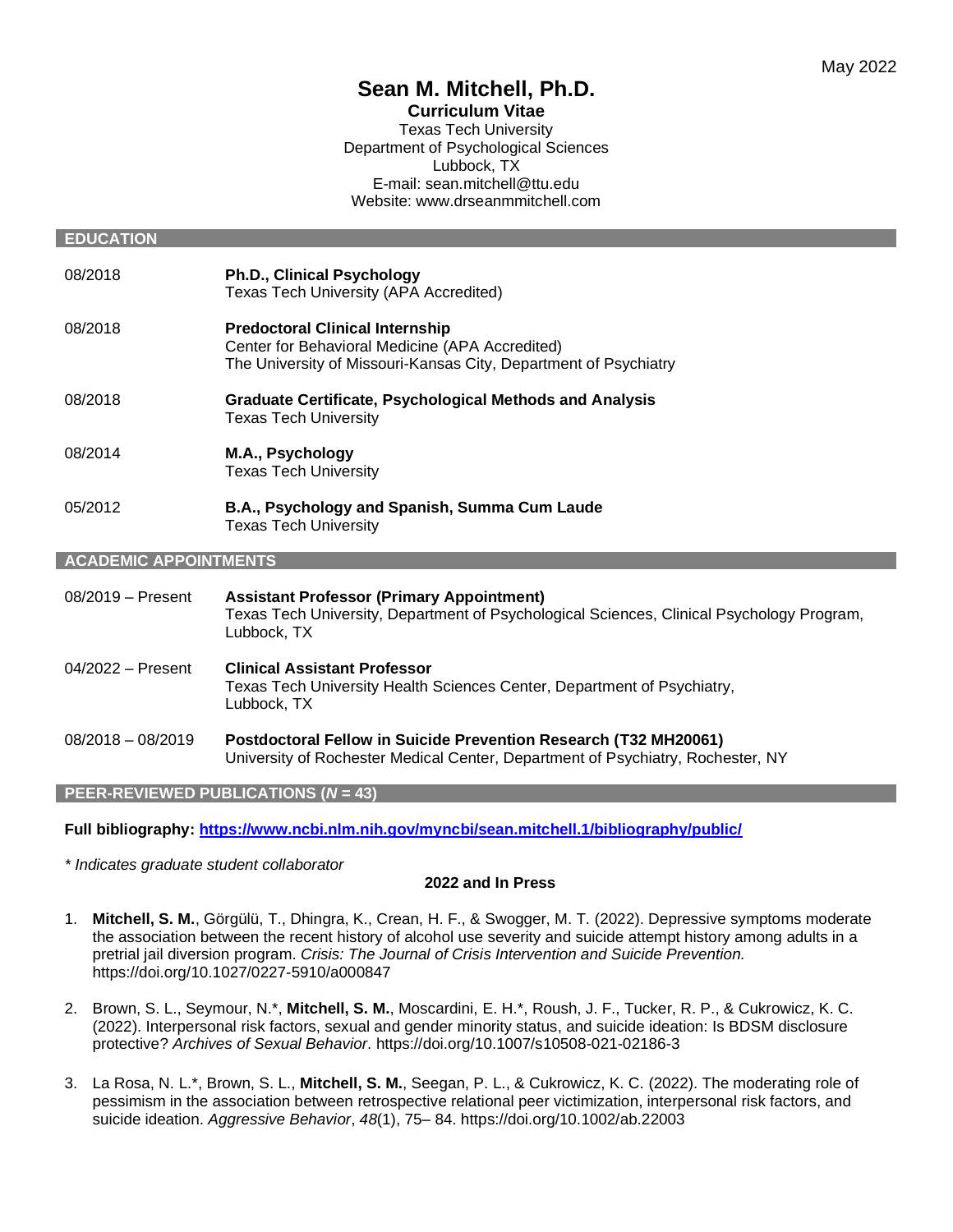May 2022

# Sean M. Mitchell, Ph.D.

**Curriculum Vitae**

Texas Tech University
Department of Psychological Sciences
Lubbock, TX
E-mail: sean.mitchell@ttu.edu
Website: www.drseanmmitchell.com

## EDUCATION

08/2018 — **Ph.D., Clinical Psychology**
Texas Tech University (APA Accredited)

08/2018 — **Predoctoral Clinical Internship**
Center for Behavioral Medicine (APA Accredited)
The University of Missouri-Kansas City, Department of Psychiatry

08/2018 — **Graduate Certificate, Psychological Methods and Analysis**
Texas Tech University

08/2014 — **M.A., Psychology**
Texas Tech University

05/2012 — **B.A., Psychology and Spanish, Summa Cum Laude**
Texas Tech University

## ACADEMIC APPOINTMENTS

08/2019 – Present — **Assistant Professor (Primary Appointment)**
Texas Tech University, Department of Psychological Sciences, Clinical Psychology Program, Lubbock, TX

04/2022 – Present — **Clinical Assistant Professor**
Texas Tech University Health Sciences Center, Department of Psychiatry, Lubbock, TX

08/2018 – 08/2019 — **Postdoctoral Fellow in Suicide Prevention Research (T32 MH20061)**
University of Rochester Medical Center, Department of Psychiatry, Rochester, NY

## PEER-REVIEWED PUBLICATIONS (*N* = 43)

**Full bibliography: [https://www.ncbi.nlm.nih.gov/myncbi/sean.mitchell.1/bibliography/public/](https://www.ncbi.nlm.nih.gov/myncbi/sean.mitchell.1/bibliography/public/)**

*\* Indicates graduate student collaborator*

### 2022 and In Press

1. **Mitchell, S. M.**, Görgülü, T., Dhingra, K., Crean, H. F., & Swogger, M. T. (2022). Depressive symptoms moderate the association between the recent history of alcohol use severity and suicide attempt history among adults in a pretrial jail diversion program. *Crisis: The Journal of Crisis Intervention and Suicide Prevention.* https://doi.org/10.1027/0227-5910/a000847

2. Brown, S. L., Seymour, N.*, **Mitchell, S. M.**, Moscardini, E. H.*, Roush, J. F., Tucker, R. P., & Cukrowicz, K. C. (2022). Interpersonal risk factors, sexual and gender minority status, and suicide ideation: Is BDSM disclosure protective? *Archives of Sexual Behavior*. https://doi.org/10.1007/s10508-021-02186-3

3. La Rosa, N. L.*, Brown, S. L., **Mitchell, S. M.**, Seegan, P. L., & Cukrowicz, K. C. (2022). The moderating role of pessimism in the association between retrospective relational peer victimization, interpersonal risk factors, and suicide ideation. *Aggressive Behavior*, *48*(1), 75– 84. https://doi.org/10.1002/ab.22003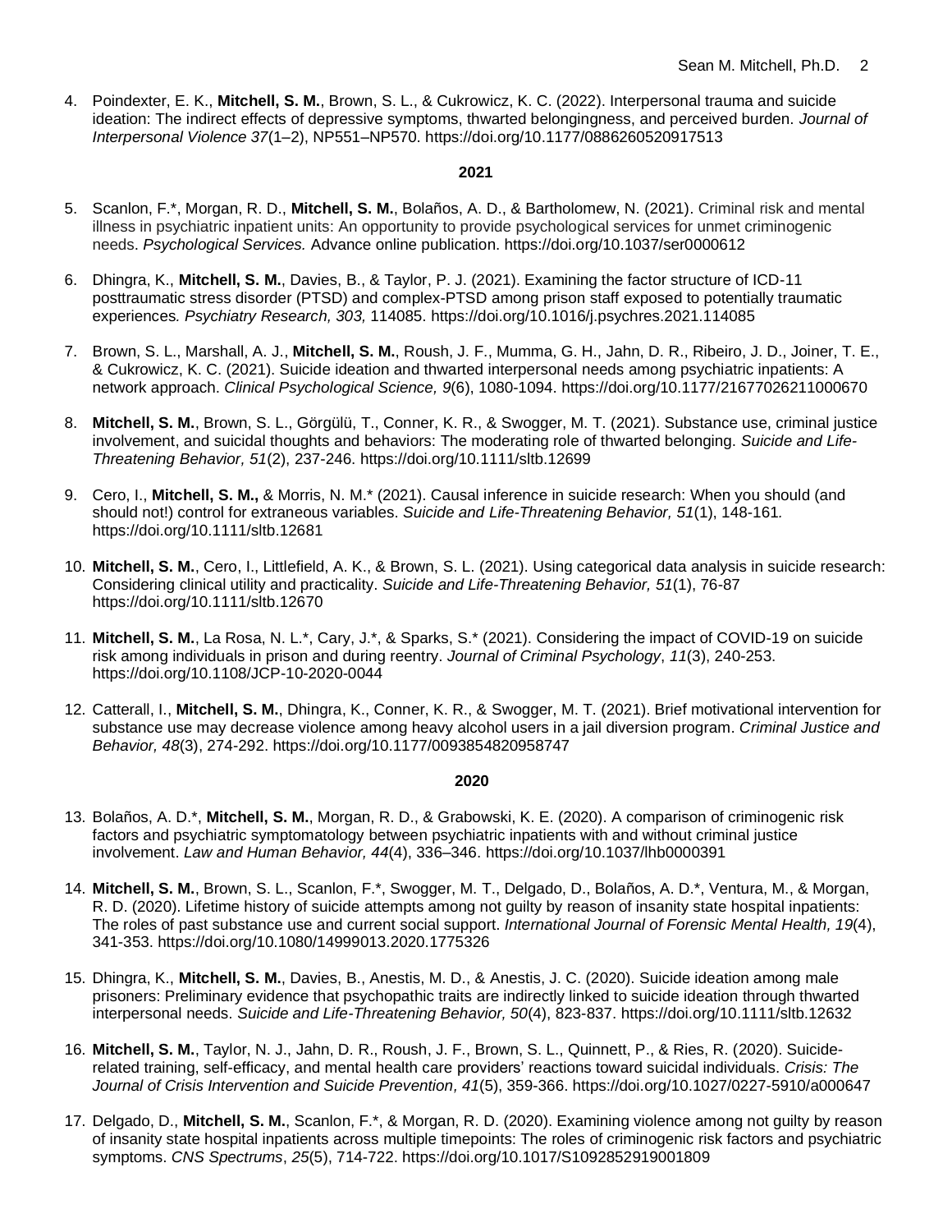4. Poindexter, E. K., **Mitchell, S. M.**, Brown, S. L., & Cukrowicz, K. C. (2022). Interpersonal trauma and suicide ideation: The indirect effects of depressive symptoms, thwarted belongingness, and perceived burden. *Journal of Interpersonal Violence 37*(1–2), NP551–NP570. https://doi.org/10.1177/0886260520917513

**2021**

5. Scanlon, F.*, Morgan, R. D., **Mitchell, S. M.**, Bolaños, A. D., & Bartholomew, N. (2021). Criminal risk and mental illness in psychiatric inpatient units: An opportunity to provide psychological services for unmet criminogenic needs. *Psychological Services.* Advance online publication. https://doi.org/10.1037/ser0000612

6. Dhingra, K., **Mitchell, S. M.**, Davies, B., & Taylor, P. J. (2021). Examining the factor structure of ICD-11 posttraumatic stress disorder (PTSD) and complex-PTSD among prison staff exposed to potentially traumatic experiences*. Psychiatry Research, 303,* 114085. https://doi.org/10.1016/j.psychres.2021.114085

7. Brown, S. L., Marshall, A. J., **Mitchell, S. M.**, Roush, J. F., Mumma, G. H., Jahn, D. R., Ribeiro, J. D., Joiner, T. E., & Cukrowicz, K. C. (2021). Suicide ideation and thwarted interpersonal needs among psychiatric inpatients: A network approach. *Clinical Psychological Science, 9*(6), 1080-1094. https://doi.org/10.1177/21677026211000670

8. **Mitchell, S. M.**, Brown, S. L., Görgülü, T., Conner, K. R., & Swogger, M. T. (2021). Substance use, criminal justice involvement, and suicidal thoughts and behaviors: The moderating role of thwarted belonging. *Suicide and Life-Threatening Behavior, 51*(2), 237-246. https://doi.org/10.1111/sltb.12699

9. Cero, I., **Mitchell, S. M.,** & Morris, N. M.* (2021). Causal inference in suicide research: When you should (and should not!) control for extraneous variables. *Suicide and Life-Threatening Behavior, 51*(1), 148-161*.* https://doi.org/10.1111/sltb.12681

10. **Mitchell, S. M.**, Cero, I., Littlefield, A. K., & Brown, S. L. (2021). Using categorical data analysis in suicide research: Considering clinical utility and practicality. *Suicide and Life-Threatening Behavior, 51*(1), 76-87 https://doi.org/10.1111/sltb.12670

11. **Mitchell, S. M.**, La Rosa, N. L.*, Cary, J.*, & Sparks, S.* (2021). Considering the impact of COVID-19 on suicide risk among individuals in prison and during reentry. *Journal of Criminal Psychology*, *11*(3), 240-253. https://doi.org/10.1108/JCP-10-2020-0044

12. Catterall, I., **Mitchell, S. M.**, Dhingra, K., Conner, K. R., & Swogger, M. T. (2021). Brief motivational intervention for substance use may decrease violence among heavy alcohol users in a jail diversion program. *Criminal Justice and Behavior, 48*(3), 274-292. https://doi.org/10.1177/0093854820958747

**2020**

13. Bolaños, A. D.*, **Mitchell, S. M.**, Morgan, R. D., & Grabowski, K. E. (2020). A comparison of criminogenic risk factors and psychiatric symptomatology between psychiatric inpatients with and without criminal justice involvement. *Law and Human Behavior, 44*(4), 336–346. https://doi.org/10.1037/lhb0000391

14. **Mitchell, S. M.**, Brown, S. L., Scanlon, F.*, Swogger, M. T., Delgado, D., Bolaños, A. D.*, Ventura, M., & Morgan, R. D. (2020). Lifetime history of suicide attempts among not guilty by reason of insanity state hospital inpatients: The roles of past substance use and current social support. *International Journal of Forensic Mental Health, 19*(4), 341-353. https://doi.org/10.1080/14999013.2020.1775326

15. Dhingra, K., **Mitchell, S. M.**, Davies, B., Anestis, M. D., & Anestis, J. C. (2020). Suicide ideation among male prisoners: Preliminary evidence that psychopathic traits are indirectly linked to suicide ideation through thwarted interpersonal needs. *Suicide and Life-Threatening Behavior, 50*(4), 823-837. https://doi.org/10.1111/sltb.12632

16. **Mitchell, S. M.**, Taylor, N. J., Jahn, D. R., Roush, J. F., Brown, S. L., Quinnett, P., & Ries, R. (2020). Suicide-related training, self-efficacy, and mental health care providers' reactions toward suicidal individuals. *Crisis: The Journal of Crisis Intervention and Suicide Prevention, 41*(5), 359-366. https://doi.org/10.1027/0227-5910/a000647

17. Delgado, D., **Mitchell, S. M.**, Scanlon, F.*, & Morgan, R. D. (2020). Examining violence among not guilty by reason of insanity state hospital inpatients across multiple timepoints: The roles of criminogenic risk factors and psychiatric symptoms. *CNS Spectrums*, *25*(5), 714-722. https://doi.org/10.1017/S1092852919001809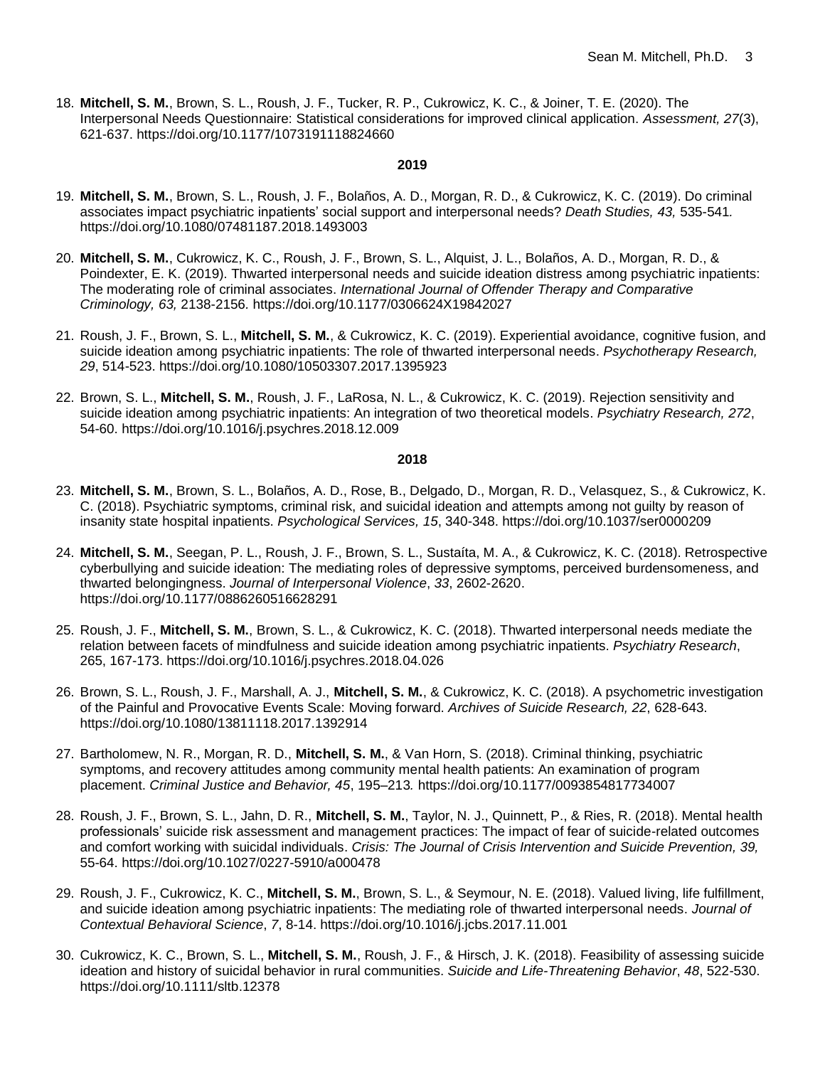18. **Mitchell, S. M.**, Brown, S. L., Roush, J. F., Tucker, R. P., Cukrowicz, K. C., & Joiner, T. E. (2020). The Interpersonal Needs Questionnaire: Statistical considerations for improved clinical application. *Assessment, 27*(3), 621-637. https://doi.org/10.1177/1073191118824660

**2019**

19. **Mitchell, S. M.**, Brown, S. L., Roush, J. F., Bolaños, A. D., Morgan, R. D., & Cukrowicz, K. C. (2019). Do criminal associates impact psychiatric inpatients' social support and interpersonal needs? *Death Studies, 43,* 535-541. https://doi.org/10.1080/07481187.2018.1493003

20. **Mitchell, S. M.**, Cukrowicz, K. C., Roush, J. F., Brown, S. L., Alquist, J. L., Bolaños, A. D., Morgan, R. D., & Poindexter, E. K. (2019). Thwarted interpersonal needs and suicide ideation distress among psychiatric inpatients: The moderating role of criminal associates. *International Journal of Offender Therapy and Comparative Criminology, 63,* 2138-2156. https://doi.org/10.1177/0306624X19842027

21. Roush, J. F., Brown, S. L., **Mitchell, S. M.**, & Cukrowicz, K. C. (2019). Experiential avoidance, cognitive fusion, and suicide ideation among psychiatric inpatients: The role of thwarted interpersonal needs. *Psychotherapy Research, 29*, 514-523. https://doi.org/10.1080/10503307.2017.1395923

22. Brown, S. L., **Mitchell, S. M.**, Roush, J. F., LaRosa, N. L., & Cukrowicz, K. C. (2019). Rejection sensitivity and suicide ideation among psychiatric inpatients: An integration of two theoretical models. *Psychiatry Research, 272*, 54-60. https://doi.org/10.1016/j.psychres.2018.12.009

**2018**

23. **Mitchell, S. M.**, Brown, S. L., Bolaños, A. D., Rose, B., Delgado, D., Morgan, R. D., Velasquez, S., & Cukrowicz, K. C. (2018). Psychiatric symptoms, criminal risk, and suicidal ideation and attempts among not guilty by reason of insanity state hospital inpatients. *Psychological Services, 15*, 340-348. https://doi.org/10.1037/ser0000209

24. **Mitchell, S. M.**, Seegan, P. L., Roush, J. F., Brown, S. L., Sustaíta, M. A., & Cukrowicz, K. C. (2018). Retrospective cyberbullying and suicide ideation: The mediating roles of depressive symptoms, perceived burdensomeness, and thwarted belongingness. *Journal of Interpersonal Violence*, *33*, 2602-2620. https://doi.org/10.1177/0886260516628291

25. Roush, J. F., **Mitchell, S. M.**, Brown, S. L., & Cukrowicz, K. C. (2018). Thwarted interpersonal needs mediate the relation between facets of mindfulness and suicide ideation among psychiatric inpatients. *Psychiatry Research*, 265, 167-173. https://doi.org/10.1016/j.psychres.2018.04.026

26. Brown, S. L., Roush, J. F., Marshall, A. J., **Mitchell, S. M.**, & Cukrowicz, K. C. (2018). A psychometric investigation of the Painful and Provocative Events Scale: Moving forward. *Archives of Suicide Research, 22*, 628-643. https://doi.org/10.1080/13811118.2017.1392914

27. Bartholomew, N. R., Morgan, R. D., **Mitchell, S. M.**, & Van Horn, S. (2018). Criminal thinking, psychiatric symptoms, and recovery attitudes among community mental health patients: An examination of program placement. *Criminal Justice and Behavior, 45*, 195–213*.* https://doi.org/10.1177/0093854817734007

28. Roush, J. F., Brown, S. L., Jahn, D. R., **Mitchell, S. M.**, Taylor, N. J., Quinnett, P., & Ries, R. (2018). Mental health professionals' suicide risk assessment and management practices: The impact of fear of suicide-related outcomes and comfort working with suicidal individuals. *Crisis: The Journal of Crisis Intervention and Suicide Prevention, 39,* 55-64. https://doi.org/10.1027/0227-5910/a000478

29. Roush, J. F., Cukrowicz, K. C., **Mitchell, S. M.**, Brown, S. L., & Seymour, N. E. (2018). Valued living, life fulfillment, and suicide ideation among psychiatric inpatients: The mediating role of thwarted interpersonal needs. *Journal of Contextual Behavioral Science*, *7*, 8-14. https://doi.org/10.1016/j.jcbs.2017.11.001

30. Cukrowicz, K. C., Brown, S. L., **Mitchell, S. M.**, Roush, J. F., & Hirsch, J. K. (2018). Feasibility of assessing suicide ideation and history of suicidal behavior in rural communities. *Suicide and Life-Threatening Behavior*, *48*, 522-530. https://doi.org/10.1111/sltb.12378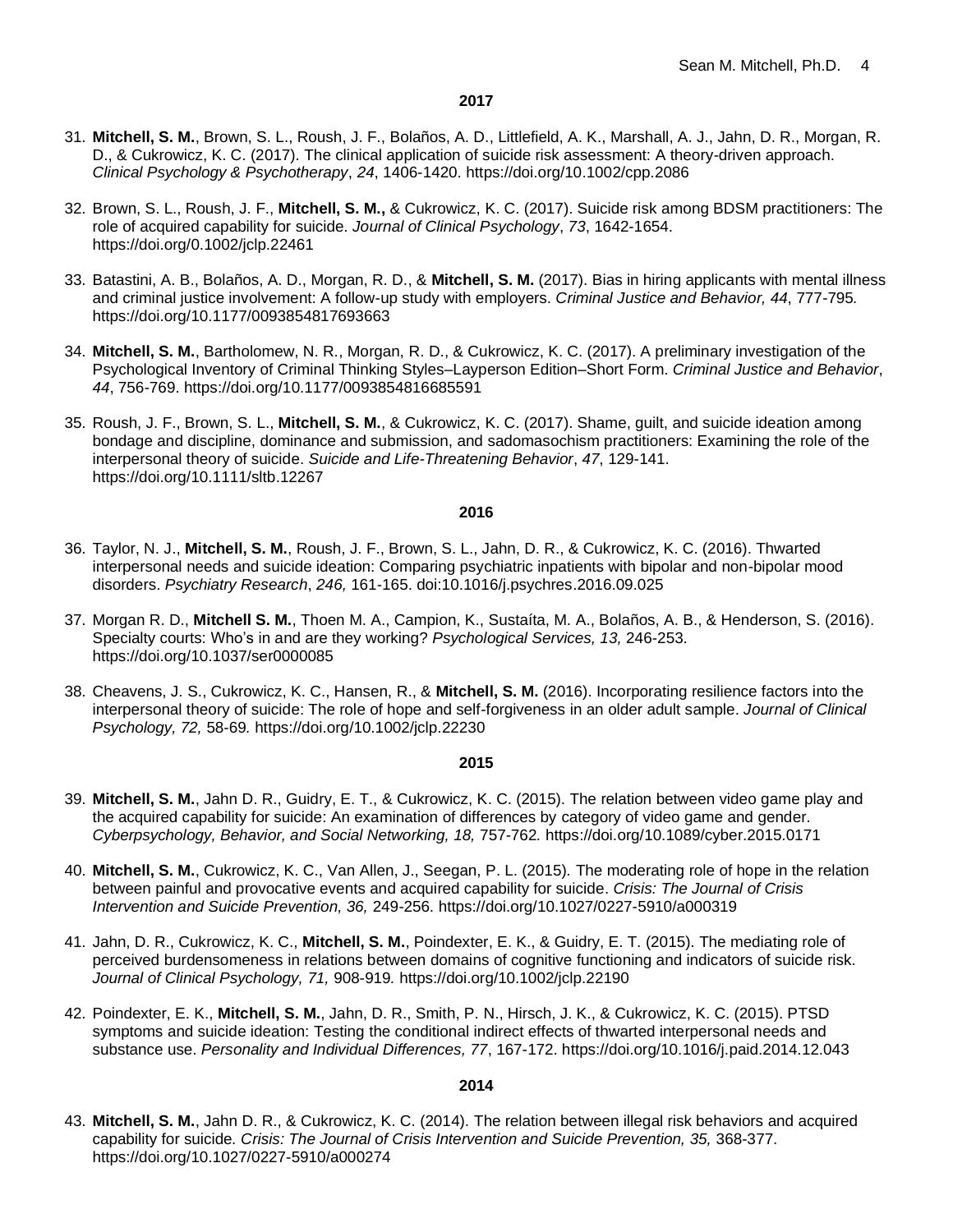**2017**

31. **Mitchell, S. M.**, Brown, S. L., Roush, J. F., Bolaños, A. D., Littlefield, A. K., Marshall, A. J., Jahn, D. R., Morgan, R. D., & Cukrowicz, K. C. (2017). The clinical application of suicide risk assessment: A theory-driven approach. *Clinical Psychology & Psychotherapy*, *24*, 1406-1420. https://doi.org/10.1002/cpp.2086

32. Brown, S. L., Roush, J. F., **Mitchell, S. M.,** & Cukrowicz, K. C. (2017). Suicide risk among BDSM practitioners: The role of acquired capability for suicide. *Journal of Clinical Psychology*, *73*, 1642-1654. https://doi.org/0.1002/jclp.22461

33. Batastini, A. B., Bolaños, A. D., Morgan, R. D., & **Mitchell, S. M.** (2017). Bias in hiring applicants with mental illness and criminal justice involvement: A follow-up study with employers. *Criminal Justice and Behavior, 44*, 777-795. https://doi.org/10.1177/0093854817693663

34. **Mitchell, S. M.**, Bartholomew, N. R., Morgan, R. D., & Cukrowicz, K. C. (2017). A preliminary investigation of the Psychological Inventory of Criminal Thinking Styles–Layperson Edition–Short Form. *Criminal Justice and Behavior*, *44*, 756-769. https://doi.org/10.1177/0093854816685591

35. Roush, J. F., Brown, S. L., **Mitchell, S. M.**, & Cukrowicz, K. C. (2017). Shame, guilt, and suicide ideation among bondage and discipline, dominance and submission, and sadomasochism practitioners: Examining the role of the interpersonal theory of suicide. *Suicide and Life-Threatening Behavior*, *47*, 129-141. https://doi.org/10.1111/sltb.12267

**2016**

36. Taylor, N. J., **Mitchell, S. M.**, Roush, J. F., Brown, S. L., Jahn, D. R., & Cukrowicz, K. C. (2016). Thwarted interpersonal needs and suicide ideation: Comparing psychiatric inpatients with bipolar and non-bipolar mood disorders. *Psychiatry Research*, *246,* 161-165. doi:10.1016/j.psychres.2016.09.025

37. Morgan R. D., **Mitchell S. M.**, Thoen M. A., Campion, K., Sustaíta, M. A., Bolaños, A. B., & Henderson, S. (2016). Specialty courts: Who's in and are they working? *Psychological Services, 13,* 246-253. https://doi.org/10.1037/ser0000085

38. Cheavens, J. S., Cukrowicz, K. C., Hansen, R., & **Mitchell, S. M.** (2016). Incorporating resilience factors into the interpersonal theory of suicide: The role of hope and self-forgiveness in an older adult sample. *Journal of Clinical Psychology, 72,* 58-69. https://doi.org/10.1002/jclp.22230

**2015**

39. **Mitchell, S. M.**, Jahn D. R., Guidry, E. T., & Cukrowicz, K. C. (2015). The relation between video game play and the acquired capability for suicide: An examination of differences by category of video game and gender. *Cyberpsychology, Behavior, and Social Networking, 18,* 757-762. https://doi.org/10.1089/cyber.2015.0171

40. **Mitchell, S. M.**, Cukrowicz, K. C., Van Allen, J., Seegan, P. L. (2015). The moderating role of hope in the relation between painful and provocative events and acquired capability for suicide. *Crisis: The Journal of Crisis Intervention and Suicide Prevention, 36,* 249-256. https://doi.org/10.1027/0227-5910/a000319

41. Jahn, D. R., Cukrowicz, K. C., **Mitchell, S. M.**, Poindexter, E. K., & Guidry, E. T. (2015). The mediating role of perceived burdensomeness in relations between domains of cognitive functioning and indicators of suicide risk. *Journal of Clinical Psychology, 71,* 908-919. https://doi.org/10.1002/jclp.22190

42. Poindexter, E. K., **Mitchell, S. M.**, Jahn, D. R., Smith, P. N., Hirsch, J. K., & Cukrowicz, K. C. (2015). PTSD symptoms and suicide ideation: Testing the conditional indirect effects of thwarted interpersonal needs and substance use. *Personality and Individual Differences, 77*, 167-172. https://doi.org/10.1016/j.paid.2014.12.043

**2014**

43. **Mitchell, S. M.**, Jahn D. R., & Cukrowicz, K. C. (2014). The relation between illegal risk behaviors and acquired capability for suicide*. Crisis: The Journal of Crisis Intervention and Suicide Prevention, 35,* 368-377. https://doi.org/10.1027/0227-5910/a000274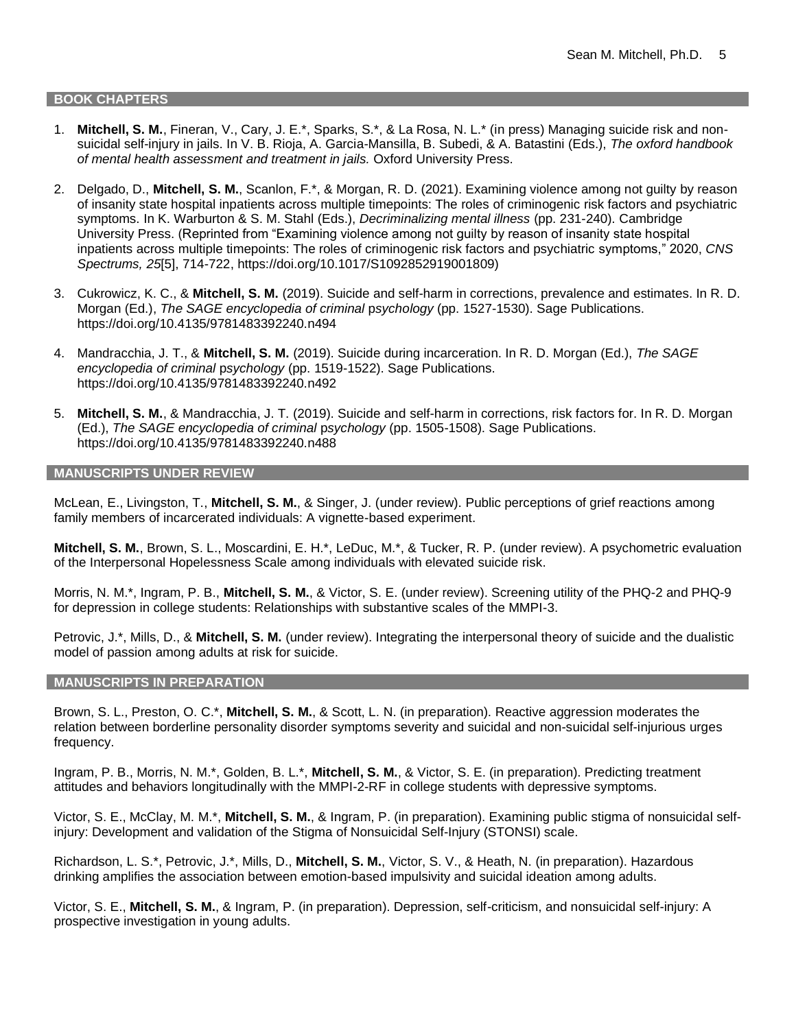## BOOK CHAPTERS

1. **Mitchell, S. M.**, Fineran, V., Cary, J. E.*, Sparks, S.*, & La Rosa, N. L.* (in press) Managing suicide risk and non-suicidal self-injury in jails. In V. B. Rioja, A. Garcia-Mansilla, B. Subedi, & A. Batastini (Eds.), *The oxford handbook of mental health assessment and treatment in jails.* Oxford University Press.

2. Delgado, D., **Mitchell, S. M.**, Scanlon, F.*, & Morgan, R. D. (2021). Examining violence among not guilty by reason of insanity state hospital inpatients across multiple timepoints: The roles of criminogenic risk factors and psychiatric symptoms. In K. Warburton & S. M. Stahl (Eds.), *Decriminalizing mental illness* (pp. 231-240). Cambridge University Press. (Reprinted from "Examining violence among not guilty by reason of insanity state hospital inpatients across multiple timepoints: The roles of criminogenic risk factors and psychiatric symptoms," 2020, *CNS Spectrums, 25*[5], 714-722, https://doi.org/10.1017/S1092852919001809)

3. Cukrowicz, K. C., & **Mitchell, S. M.** (2019). Suicide and self-harm in corrections, prevalence and estimates. In R. D. Morgan (Ed.), *The SAGE encyclopedia of criminal psychology* (pp. 1527-1530). Sage Publications. https://doi.org/10.4135/9781483392240.n494

4. Mandracchia, J. T., & **Mitchell, S. M.** (2019). Suicide during incarceration. In R. D. Morgan (Ed.), *The SAGE encyclopedia of criminal psychology* (pp. 1519-1522). Sage Publications. https://doi.org/10.4135/9781483392240.n492

5. **Mitchell, S. M.**, & Mandracchia, J. T. (2019). Suicide and self-harm in corrections, risk factors for. In R. D. Morgan (Ed.), *The SAGE encyclopedia of criminal psychology* (pp. 1505-1508). Sage Publications. https://doi.org/10.4135/9781483392240.n488

## MANUSCRIPTS UNDER REVIEW

McLean, E., Livingston, T., **Mitchell, S. M.**, & Singer, J. (under review). Public perceptions of grief reactions among family members of incarcerated individuals: A vignette-based experiment.

**Mitchell, S. M.**, Brown, S. L., Moscardini, E. H.*, LeDuc, M.*, & Tucker, R. P. (under review). A psychometric evaluation of the Interpersonal Hopelessness Scale among individuals with elevated suicide risk.

Morris, N. M.*, Ingram, P. B., **Mitchell, S. M.**, & Victor, S. E. (under review). Screening utility of the PHQ-2 and PHQ-9 for depression in college students: Relationships with substantive scales of the MMPI-3.

Petrovic, J.*, Mills, D., & **Mitchell, S. M.** (under review). Integrating the interpersonal theory of suicide and the dualistic model of passion among adults at risk for suicide.

## MANUSCRIPTS IN PREPARATION

Brown, S. L., Preston, O. C.*, **Mitchell, S. M.**, & Scott, L. N. (in preparation). Reactive aggression moderates the relation between borderline personality disorder symptoms severity and suicidal and non-suicidal self-injurious urges frequency.

Ingram, P. B., Morris, N. M.*, Golden, B. L.*, **Mitchell, S. M.**, & Victor, S. E. (in preparation). Predicting treatment attitudes and behaviors longitudinally with the MMPI-2-RF in college students with depressive symptoms.

Victor, S. E., McClay, M. M.*, **Mitchell, S. M.**, & Ingram, P. (in preparation). Examining public stigma of nonsuicidal self-injury: Development and validation of the Stigma of Nonsuicidal Self-Injury (STONSI) scale.

Richardson, L. S.*, Petrovic, J.*, Mills, D., **Mitchell, S. M.**, Victor, S. V., & Heath, N. (in preparation). Hazardous drinking amplifies the association between emotion-based impulsivity and suicidal ideation among adults.

Victor, S. E., **Mitchell, S. M.**, & Ingram, P. (in preparation). Depression, self-criticism, and nonsuicidal self-injury: A prospective investigation in young adults.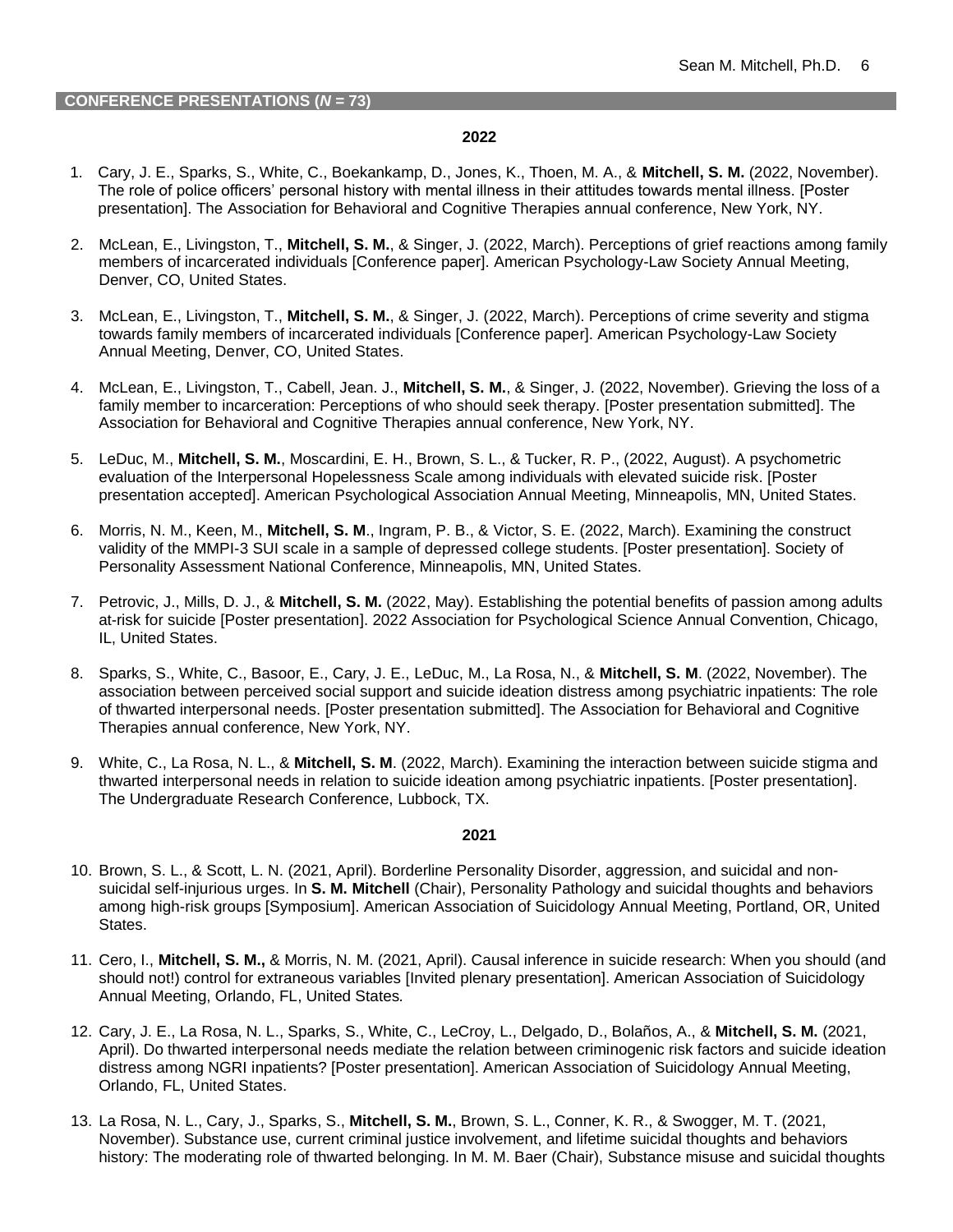## CONFERENCE PRESENTATIONS (*N* = 73)

### 2022

1. Cary, J. E., Sparks, S., White, C., Boekankamp, D., Jones, K., Thoen, M. A., & **Mitchell, S. M.** (2022, November). The role of police officers' personal history with mental illness in their attitudes towards mental illness. [Poster presentation]. The Association for Behavioral and Cognitive Therapies annual conference, New York, NY.

2. McLean, E., Livingston, T., **Mitchell, S. M.**, & Singer, J. (2022, March). Perceptions of grief reactions among family members of incarcerated individuals [Conference paper]. American Psychology-Law Society Annual Meeting, Denver, CO, United States.

3. McLean, E., Livingston, T., **Mitchell, S. M.**, & Singer, J. (2022, March). Perceptions of crime severity and stigma towards family members of incarcerated individuals [Conference paper]. American Psychology-Law Society Annual Meeting, Denver, CO, United States.

4. McLean, E., Livingston, T., Cabell, Jean. J., **Mitchell, S. M.**, & Singer, J. (2022, November). Grieving the loss of a family member to incarceration: Perceptions of who should seek therapy. [Poster presentation submitted]. The Association for Behavioral and Cognitive Therapies annual conference, New York, NY.

5. LeDuc, M., **Mitchell, S. M.**, Moscardini, E. H., Brown, S. L., & Tucker, R. P., (2022, August). A psychometric evaluation of the Interpersonal Hopelessness Scale among individuals with elevated suicide risk. [Poster presentation accepted]. American Psychological Association Annual Meeting, Minneapolis, MN, United States.

6. Morris, N. M., Keen, M., **Mitchell, S. M**., Ingram, P. B., & Victor, S. E. (2022, March). Examining the construct validity of the MMPI-3 SUI scale in a sample of depressed college students. [Poster presentation]. Society of Personality Assessment National Conference, Minneapolis, MN, United States.

7. Petrovic, J., Mills, D. J., & **Mitchell, S. M.** (2022, May). Establishing the potential benefits of passion among adults at-risk for suicide [Poster presentation]. 2022 Association for Psychological Science Annual Convention, Chicago, IL, United States.

8. Sparks, S., White, C., Basoor, E., Cary, J. E., LeDuc, M., La Rosa, N., & **Mitchell, S. M**. (2022, November). The association between perceived social support and suicide ideation distress among psychiatric inpatients: The role of thwarted interpersonal needs. [Poster presentation submitted]. The Association for Behavioral and Cognitive Therapies annual conference, New York, NY.

9. White, C., La Rosa, N. L., & **Mitchell, S. M**. (2022, March). Examining the interaction between suicide stigma and thwarted interpersonal needs in relation to suicide ideation among psychiatric inpatients. [Poster presentation]. The Undergraduate Research Conference, Lubbock, TX.

### 2021

10. Brown, S. L., & Scott, L. N. (2021, April). Borderline Personality Disorder, aggression, and suicidal and non-suicidal self-injurious urges. In **S. M. Mitchell** (Chair), Personality Pathology and suicidal thoughts and behaviors among high-risk groups [Symposium]. American Association of Suicidology Annual Meeting, Portland, OR, United States.

11. Cero, I., **Mitchell, S. M.,** & Morris, N. M. (2021, April). Causal inference in suicide research: When you should (and should not!) control for extraneous variables [Invited plenary presentation]. American Association of Suicidology Annual Meeting, Orlando, FL, United States*.*

12. Cary, J. E., La Rosa, N. L., Sparks, S., White, C., LeCroy, L., Delgado, D., Bolaños, A., & **Mitchell, S. M.** (2021, April). Do thwarted interpersonal needs mediate the relation between criminogenic risk factors and suicide ideation distress among NGRI inpatients? [Poster presentation]. American Association of Suicidology Annual Meeting, Orlando, FL, United States.

13. La Rosa, N. L., Cary, J., Sparks, S., **Mitchell, S. M.**, Brown, S. L., Conner, K. R., & Swogger, M. T. (2021, November). Substance use, current criminal justice involvement, and lifetime suicidal thoughts and behaviors history: The moderating role of thwarted belonging. In M. M. Baer (Chair), Substance misuse and suicidal thoughts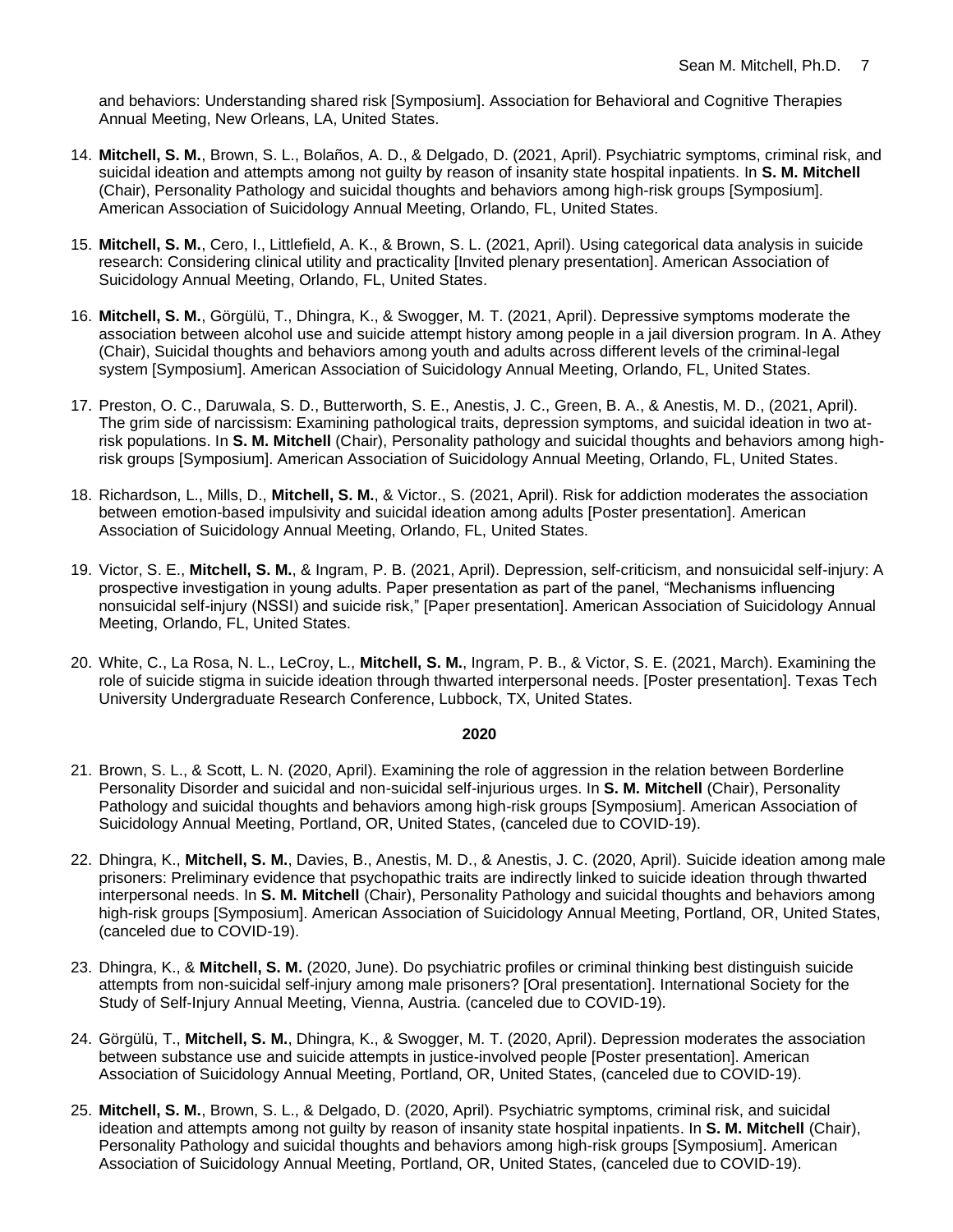and behaviors: Understanding shared risk [Symposium]. Association for Behavioral and Cognitive Therapies Annual Meeting, New Orleans, LA, United States.

14. **Mitchell, S. M.**, Brown, S. L., Bolaños, A. D., & Delgado, D. (2021, April). Psychiatric symptoms, criminal risk, and suicidal ideation and attempts among not guilty by reason of insanity state hospital inpatients. In **S. M. Mitchell** (Chair), Personality Pathology and suicidal thoughts and behaviors among high-risk groups [Symposium]. American Association of Suicidology Annual Meeting, Orlando, FL, United States.

15. **Mitchell, S. M.**, Cero, I., Littlefield, A. K., & Brown, S. L. (2021, April). Using categorical data analysis in suicide research: Considering clinical utility and practicality [Invited plenary presentation]. American Association of Suicidology Annual Meeting, Orlando, FL, United States.

16. **Mitchell, S. M.**, Görgülü, T., Dhingra, K., & Swogger, M. T. (2021, April). Depressive symptoms moderate the association between alcohol use and suicide attempt history among people in a jail diversion program. In A. Athey (Chair), Suicidal thoughts and behaviors among youth and adults across different levels of the criminal-legal system [Symposium]. American Association of Suicidology Annual Meeting, Orlando, FL, United States.

17. Preston, O. C., Daruwala, S. D., Butterworth, S. E., Anestis, J. C., Green, B. A., & Anestis, M. D., (2021, April). The grim side of narcissism: Examining pathological traits, depression symptoms, and suicidal ideation in two at-risk populations. In **S. M. Mitchell** (Chair), Personality pathology and suicidal thoughts and behaviors among high-risk groups [Symposium]. American Association of Suicidology Annual Meeting, Orlando, FL, United States.

18. Richardson, L., Mills, D., **Mitchell, S. M.**, & Victor., S. (2021, April). Risk for addiction moderates the association between emotion-based impulsivity and suicidal ideation among adults [Poster presentation]. American Association of Suicidology Annual Meeting, Orlando, FL, United States.

19. Victor, S. E., **Mitchell, S. M.**, & Ingram, P. B. (2021, April). Depression, self-criticism, and nonsuicidal self-injury: A prospective investigation in young adults. Paper presentation as part of the panel, "Mechanisms influencing nonsuicidal self-injury (NSSI) and suicide risk," [Paper presentation]. American Association of Suicidology Annual Meeting, Orlando, FL, United States.

20. White, C., La Rosa, N. L., LeCroy, L., **Mitchell, S. M.**, Ingram, P. B., & Victor, S. E. (2021, March). Examining the role of suicide stigma in suicide ideation through thwarted interpersonal needs. [Poster presentation]. Texas Tech University Undergraduate Research Conference, Lubbock, TX, United States.

**2020**

21. Brown, S. L., & Scott, L. N. (2020, April). Examining the role of aggression in the relation between Borderline Personality Disorder and suicidal and non-suicidal self-injurious urges. In **S. M. Mitchell** (Chair), Personality Pathology and suicidal thoughts and behaviors among high-risk groups [Symposium]. American Association of Suicidology Annual Meeting, Portland, OR, United States, (canceled due to COVID-19).

22. Dhingra, K., **Mitchell, S. M.**, Davies, B., Anestis, M. D., & Anestis, J. C. (2020, April). Suicide ideation among male prisoners: Preliminary evidence that psychopathic traits are indirectly linked to suicide ideation through thwarted interpersonal needs. In **S. M. Mitchell** (Chair), Personality Pathology and suicidal thoughts and behaviors among high-risk groups [Symposium]. American Association of Suicidology Annual Meeting, Portland, OR, United States, (canceled due to COVID-19).

23. Dhingra, K., & **Mitchell, S. M.** (2020, June). Do psychiatric profiles or criminal thinking best distinguish suicide attempts from non-suicidal self-injury among male prisoners? [Oral presentation]. International Society for the Study of Self-Injury Annual Meeting, Vienna, Austria. (canceled due to COVID-19).

24. Görgülü, T., **Mitchell, S. M.**, Dhingra, K., & Swogger, M. T. (2020, April). Depression moderates the association between substance use and suicide attempts in justice-involved people [Poster presentation]. American Association of Suicidology Annual Meeting, Portland, OR, United States, (canceled due to COVID-19).

25. **Mitchell, S. M.**, Brown, S. L., & Delgado, D. (2020, April). Psychiatric symptoms, criminal risk, and suicidal ideation and attempts among not guilty by reason of insanity state hospital inpatients. In **S. M. Mitchell** (Chair), Personality Pathology and suicidal thoughts and behaviors among high-risk groups [Symposium]. American Association of Suicidology Annual Meeting, Portland, OR, United States, (canceled due to COVID-19).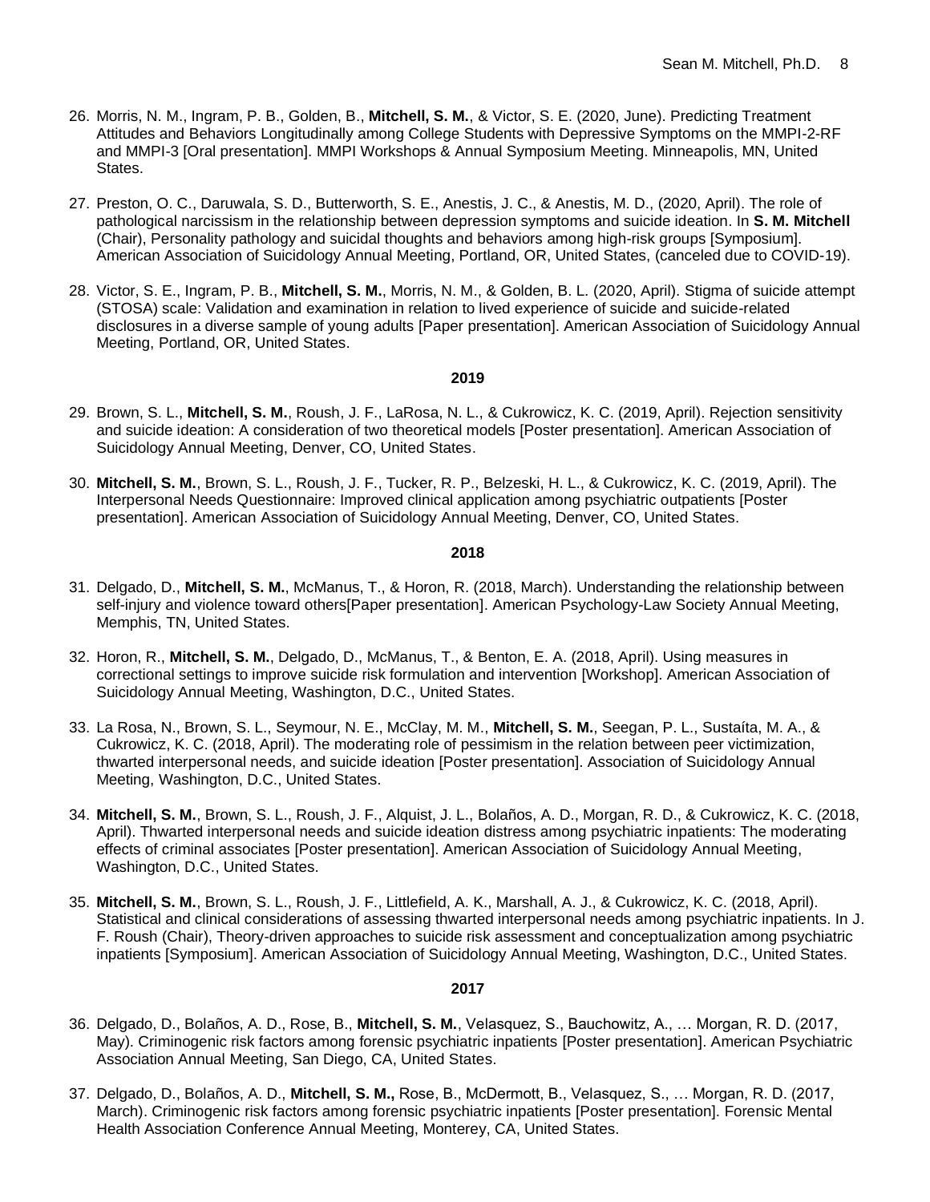26. Morris, N. M., Ingram, P. B., Golden, B., **Mitchell, S. M.**, & Victor, S. E. (2020, June). Predicting Treatment Attitudes and Behaviors Longitudinally among College Students with Depressive Symptoms on the MMPI-2-RF and MMPI-3 [Oral presentation]. MMPI Workshops & Annual Symposium Meeting. Minneapolis, MN, United States.

27. Preston, O. C., Daruwala, S. D., Butterworth, S. E., Anestis, J. C., & Anestis, M. D., (2020, April). The role of pathological narcissism in the relationship between depression symptoms and suicide ideation. In **S. M. Mitchell** (Chair), Personality pathology and suicidal thoughts and behaviors among high-risk groups [Symposium]. American Association of Suicidology Annual Meeting, Portland, OR, United States, (canceled due to COVID-19).

28. Victor, S. E., Ingram, P. B., **Mitchell, S. M.**, Morris, N. M., & Golden, B. L. (2020, April). Stigma of suicide attempt (STOSA) scale: Validation and examination in relation to lived experience of suicide and suicide-related disclosures in a diverse sample of young adults [Paper presentation]. American Association of Suicidology Annual Meeting, Portland, OR, United States.

**2019**

29. Brown, S. L., **Mitchell, S. M.**, Roush, J. F., LaRosa, N. L., & Cukrowicz, K. C. (2019, April). Rejection sensitivity and suicide ideation: A consideration of two theoretical models [Poster presentation]. American Association of Suicidology Annual Meeting, Denver, CO, United States.

30. **Mitchell, S. M.**, Brown, S. L., Roush, J. F., Tucker, R. P., Belzeski, H. L., & Cukrowicz, K. C. (2019, April). The Interpersonal Needs Questionnaire: Improved clinical application among psychiatric outpatients [Poster presentation]. American Association of Suicidology Annual Meeting, Denver, CO, United States.

**2018**

31. Delgado, D., **Mitchell, S. M.**, McManus, T., & Horon, R. (2018, March). Understanding the relationship between self-injury and violence toward others[Paper presentation]. American Psychology-Law Society Annual Meeting, Memphis, TN, United States.

32. Horon, R., **Mitchell, S. M.**, Delgado, D., McManus, T., & Benton, E. A. (2018, April). Using measures in correctional settings to improve suicide risk formulation and intervention [Workshop]. American Association of Suicidology Annual Meeting, Washington, D.C., United States.

33. La Rosa, N., Brown, S. L., Seymour, N. E., McClay, M. M., **Mitchell, S. M.**, Seegan, P. L., Sustaíta, M. A., & Cukrowicz, K. C. (2018, April). The moderating role of pessimism in the relation between peer victimization, thwarted interpersonal needs, and suicide ideation [Poster presentation]. Association of Suicidology Annual Meeting, Washington, D.C., United States.

34. **Mitchell, S. M.**, Brown, S. L., Roush, J. F., Alquist, J. L., Bolaños, A. D., Morgan, R. D., & Cukrowicz, K. C. (2018, April). Thwarted interpersonal needs and suicide ideation distress among psychiatric inpatients: The moderating effects of criminal associates [Poster presentation]. American Association of Suicidology Annual Meeting, Washington, D.C., United States.

35. **Mitchell, S. M.**, Brown, S. L., Roush, J. F., Littlefield, A. K., Marshall, A. J., & Cukrowicz, K. C. (2018, April). Statistical and clinical considerations of assessing thwarted interpersonal needs among psychiatric inpatients. In J. F. Roush (Chair), Theory-driven approaches to suicide risk assessment and conceptualization among psychiatric inpatients [Symposium]. American Association of Suicidology Annual Meeting, Washington, D.C., United States.

**2017**

36. Delgado, D., Bolaños, A. D., Rose, B., **Mitchell, S. M.**, Velasquez, S., Bauchowitz, A., … Morgan, R. D. (2017, May). Criminogenic risk factors among forensic psychiatric inpatients [Poster presentation]. American Psychiatric Association Annual Meeting, San Diego, CA, United States.

37. Delgado, D., Bolaños, A. D., **Mitchell, S. M.,** Rose, B., McDermott, B., Velasquez, S., … Morgan, R. D. (2017, March). Criminogenic risk factors among forensic psychiatric inpatients [Poster presentation]. Forensic Mental Health Association Conference Annual Meeting, Monterey, CA, United States.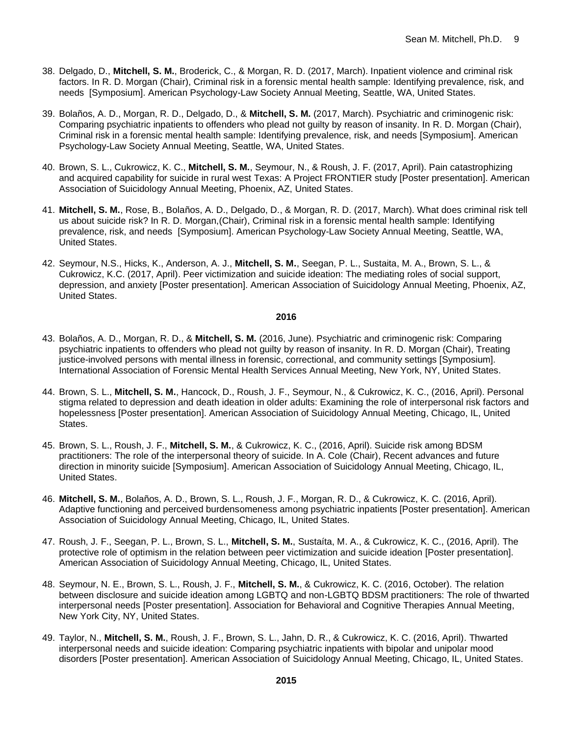38. Delgado, D., **Mitchell, S. M.**, Broderick, C., & Morgan, R. D. (2017, March). Inpatient violence and criminal risk factors. In R. D. Morgan (Chair), Criminal risk in a forensic mental health sample: Identifying prevalence, risk, and needs [Symposium]. American Psychology-Law Society Annual Meeting, Seattle, WA, United States.

39. Bolaños, A. D., Morgan, R. D., Delgado, D., & **Mitchell, S. M.** (2017, March). Psychiatric and criminogenic risk: Comparing psychiatric inpatients to offenders who plead not guilty by reason of insanity. In R. D. Morgan (Chair), Criminal risk in a forensic mental health sample: Identifying prevalence, risk, and needs [Symposium]. American Psychology-Law Society Annual Meeting, Seattle, WA, United States.

40. Brown, S. L., Cukrowicz, K. C., **Mitchell, S. M.**, Seymour, N., & Roush, J. F. (2017, April). Pain catastrophizing and acquired capability for suicide in rural west Texas: A Project FRONTIER study [Poster presentation]. American Association of Suicidology Annual Meeting, Phoenix, AZ, United States.

41. **Mitchell, S. M.**, Rose, B., Bolaños, A. D., Delgado, D., & Morgan, R. D. (2017, March). What does criminal risk tell us about suicide risk? In R. D. Morgan,(Chair), Criminal risk in a forensic mental health sample: Identifying prevalence, risk, and needs [Symposium]. American Psychology-Law Society Annual Meeting, Seattle, WA, United States.

42. Seymour, N.S., Hicks, K., Anderson, A. J., **Mitchell, S. M.**, Seegan, P. L., Sustaita, M. A., Brown, S. L., & Cukrowicz, K.C. (2017, April). Peer victimization and suicide ideation: The mediating roles of social support, depression, and anxiety [Poster presentation]. American Association of Suicidology Annual Meeting, Phoenix, AZ, United States.

**2016**

43. Bolaños, A. D., Morgan, R. D., & **Mitchell, S. M.** (2016, June). Psychiatric and criminogenic risk: Comparing psychiatric inpatients to offenders who plead not guilty by reason of insanity. In R. D. Morgan (Chair), Treating justice-involved persons with mental illness in forensic, correctional, and community settings [Symposium]. International Association of Forensic Mental Health Services Annual Meeting, New York, NY, United States.

44. Brown, S. L., **Mitchell, S. M.**, Hancock, D., Roush, J. F., Seymour, N., & Cukrowicz, K. C., (2016, April). Personal stigma related to depression and death ideation in older adults: Examining the role of interpersonal risk factors and hopelessness [Poster presentation]. American Association of Suicidology Annual Meeting, Chicago, IL, United States.

45. Brown, S. L., Roush, J. F., **Mitchell, S. M.**, & Cukrowicz, K. C., (2016, April). Suicide risk among BDSM practitioners: The role of the interpersonal theory of suicide. In A. Cole (Chair), Recent advances and future direction in minority suicide [Symposium]. American Association of Suicidology Annual Meeting, Chicago, IL, United States.

46. **Mitchell, S. M.**, Bolaños, A. D., Brown, S. L., Roush, J. F., Morgan, R. D., & Cukrowicz, K. C. (2016, April). Adaptive functioning and perceived burdensomeness among psychiatric inpatients [Poster presentation]. American Association of Suicidology Annual Meeting, Chicago, IL, United States.

47. Roush, J. F., Seegan, P. L., Brown, S. L., **Mitchell, S. M.**, Sustaíta, M. A., & Cukrowicz, K. C., (2016, April). The protective role of optimism in the relation between peer victimization and suicide ideation [Poster presentation]. American Association of Suicidology Annual Meeting, Chicago, IL, United States.

48. Seymour, N. E., Brown, S. L., Roush, J. F., **Mitchell, S. M.**, & Cukrowicz, K. C. (2016, October). The relation between disclosure and suicide ideation among LGBTQ and non-LGBTQ BDSM practitioners: The role of thwarted interpersonal needs [Poster presentation]. Association for Behavioral and Cognitive Therapies Annual Meeting, New York City, NY, United States.

49. Taylor, N., **Mitchell, S. M.**, Roush, J. F., Brown, S. L., Jahn, D. R., & Cukrowicz, K. C. (2016, April). Thwarted interpersonal needs and suicide ideation: Comparing psychiatric inpatients with bipolar and unipolar mood disorders [Poster presentation]. American Association of Suicidology Annual Meeting, Chicago, IL, United States.

**2015**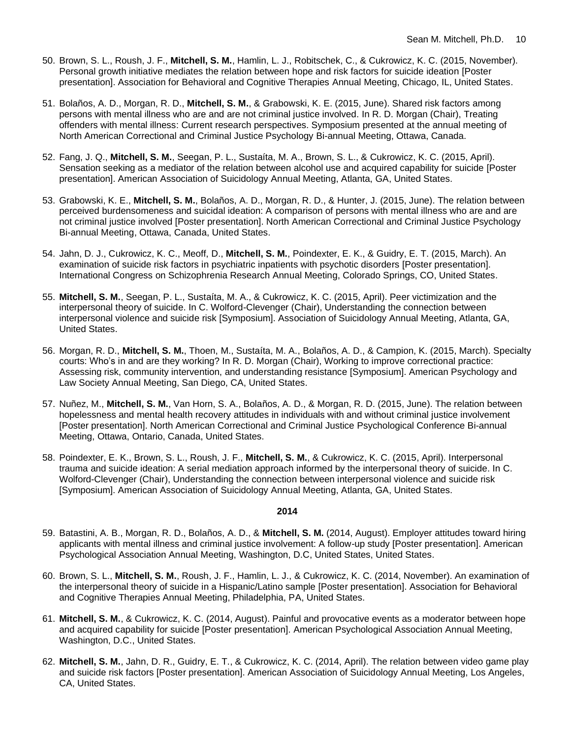50. Brown, S. L., Roush, J. F., **Mitchell, S. M.**, Hamlin, L. J., Robitschek, C., & Cukrowicz, K. C. (2015, November). Personal growth initiative mediates the relation between hope and risk factors for suicide ideation [Poster presentation]. Association for Behavioral and Cognitive Therapies Annual Meeting, Chicago, IL, United States.

51. Bolaños, A. D., Morgan, R. D., **Mitchell, S. M.**, & Grabowski, K. E. (2015, June). Shared risk factors among persons with mental illness who are and are not criminal justice involved. In R. D. Morgan (Chair), Treating offenders with mental illness: Current research perspectives. Symposium presented at the annual meeting of North American Correctional and Criminal Justice Psychology Bi-annual Meeting, Ottawa, Canada.

52. Fang, J. Q., **Mitchell, S. M.**, Seegan, P. L., Sustaíta, M. A., Brown, S. L., & Cukrowicz, K. C. (2015, April). Sensation seeking as a mediator of the relation between alcohol use and acquired capability for suicide [Poster presentation]. American Association of Suicidology Annual Meeting, Atlanta, GA, United States.

53. Grabowski, K. E., **Mitchell, S. M.**, Bolaños, A. D., Morgan, R. D., & Hunter, J. (2015, June). The relation between perceived burdensomeness and suicidal ideation: A comparison of persons with mental illness who are and are not criminal justice involved [Poster presentation]. North American Correctional and Criminal Justice Psychology Bi-annual Meeting, Ottawa, Canada, United States.

54. Jahn, D. J., Cukrowicz, K. C., Meoff, D., **Mitchell, S. M.**, Poindexter, E. K., & Guidry, E. T. (2015, March). An examination of suicide risk factors in psychiatric inpatients with psychotic disorders [Poster presentation]. International Congress on Schizophrenia Research Annual Meeting, Colorado Springs, CO, United States.

55. **Mitchell, S. M.**, Seegan, P. L., Sustaíta, M. A., & Cukrowicz, K. C. (2015, April). Peer victimization and the interpersonal theory of suicide. In C. Wolford-Clevenger (Chair), Understanding the connection between interpersonal violence and suicide risk [Symposium]. Association of Suicidology Annual Meeting, Atlanta, GA, United States.

56. Morgan, R. D., **Mitchell, S. M.**, Thoen, M., Sustaíta, M. A., Bolaños, A. D., & Campion, K. (2015, March). Specialty courts: Who's in and are they working? In R. D. Morgan (Chair), Working to improve correctional practice: Assessing risk, community intervention, and understanding resistance [Symposium]. American Psychology and Law Society Annual Meeting, San Diego, CA, United States.

57. Nuñez, M., **Mitchell, S. M.**, Van Horn, S. A., Bolaños, A. D., & Morgan, R. D. (2015, June). The relation between hopelessness and mental health recovery attitudes in individuals with and without criminal justice involvement [Poster presentation]. North American Correctional and Criminal Justice Psychological Conference Bi-annual Meeting, Ottawa, Ontario, Canada, United States.

58. Poindexter, E. K., Brown, S. L., Roush, J. F., **Mitchell, S. M.**, & Cukrowicz, K. C. (2015, April). Interpersonal trauma and suicide ideation: A serial mediation approach informed by the interpersonal theory of suicide. In C. Wolford-Clevenger (Chair), Understanding the connection between interpersonal violence and suicide risk [Symposium]. American Association of Suicidology Annual Meeting, Atlanta, GA, United States.

**2014**

59. Batastini, A. B., Morgan, R. D., Bolaños, A. D., & **Mitchell, S. M.** (2014, August). Employer attitudes toward hiring applicants with mental illness and criminal justice involvement: A follow-up study [Poster presentation]. American Psychological Association Annual Meeting, Washington, D.C, United States, United States.

60. Brown, S. L., **Mitchell, S. M.**, Roush, J. F., Hamlin, L. J., & Cukrowicz, K. C. (2014, November). An examination of the interpersonal theory of suicide in a Hispanic/Latino sample [Poster presentation]. Association for Behavioral and Cognitive Therapies Annual Meeting, Philadelphia, PA, United States.

61. **Mitchell, S. M.**, & Cukrowicz, K. C. (2014, August). Painful and provocative events as a moderator between hope and acquired capability for suicide [Poster presentation]. American Psychological Association Annual Meeting, Washington, D.C., United States.

62. **Mitchell, S. M.**, Jahn, D. R., Guidry, E. T., & Cukrowicz, K. C. (2014, April). The relation between video game play and suicide risk factors [Poster presentation]. American Association of Suicidology Annual Meeting, Los Angeles, CA, United States.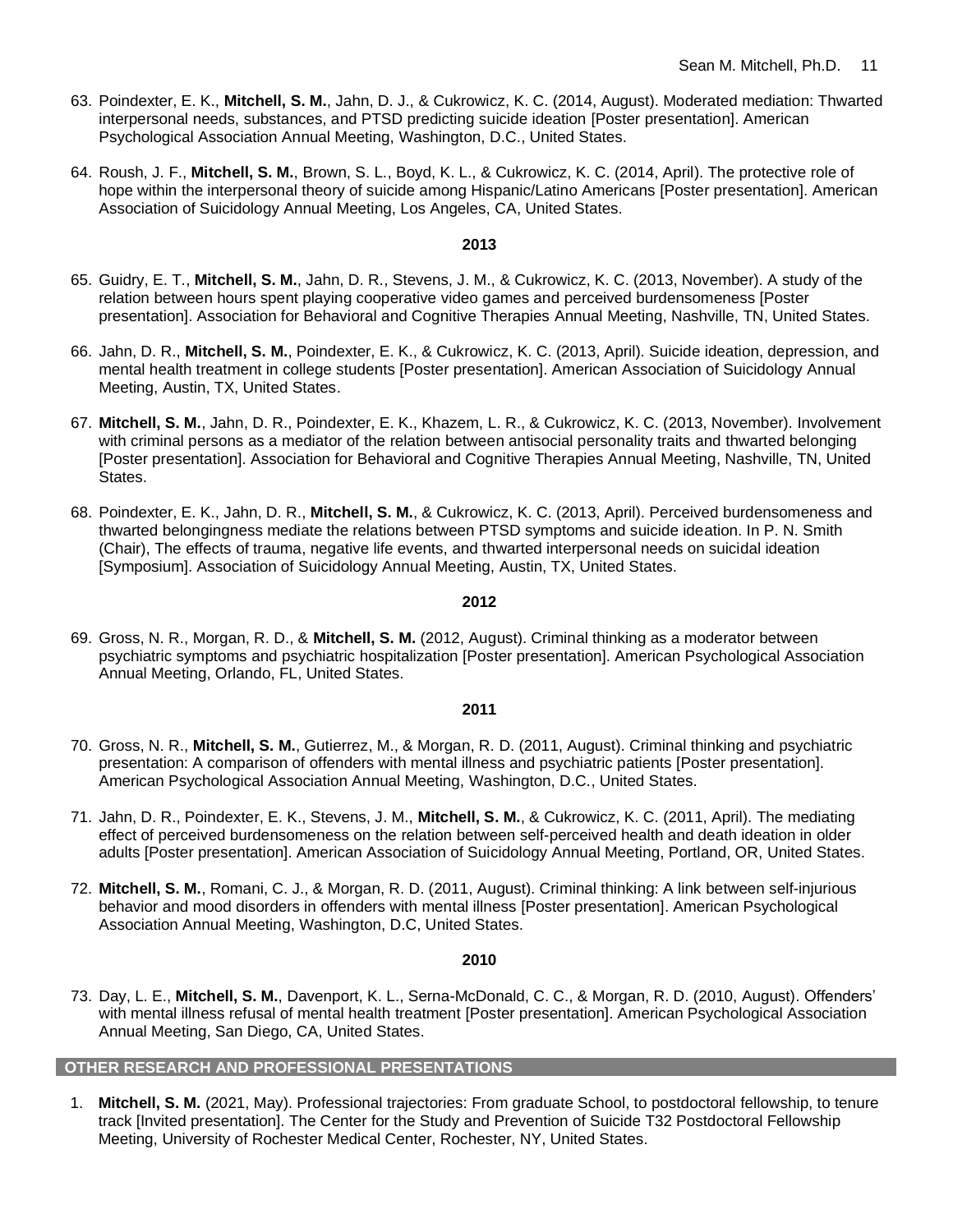63. Poindexter, E. K., **Mitchell, S. M.**, Jahn, D. J., & Cukrowicz, K. C. (2014, August). Moderated mediation: Thwarted interpersonal needs, substances, and PTSD predicting suicide ideation [Poster presentation]. American Psychological Association Annual Meeting, Washington, D.C., United States.

64. Roush, J. F., **Mitchell, S. M.**, Brown, S. L., Boyd, K. L., & Cukrowicz, K. C. (2014, April). The protective role of hope within the interpersonal theory of suicide among Hispanic/Latino Americans [Poster presentation]. American Association of Suicidology Annual Meeting, Los Angeles, CA, United States.

**2013**

65. Guidry, E. T., **Mitchell, S. M.**, Jahn, D. R., Stevens, J. M., & Cukrowicz, K. C. (2013, November). A study of the relation between hours spent playing cooperative video games and perceived burdensomeness [Poster presentation]. Association for Behavioral and Cognitive Therapies Annual Meeting, Nashville, TN, United States.

66. Jahn, D. R., **Mitchell, S. M.**, Poindexter, E. K., & Cukrowicz, K. C. (2013, April). Suicide ideation, depression, and mental health treatment in college students [Poster presentation]. American Association of Suicidology Annual Meeting, Austin, TX, United States.

67. **Mitchell, S. M.**, Jahn, D. R., Poindexter, E. K., Khazem, L. R., & Cukrowicz, K. C. (2013, November). Involvement with criminal persons as a mediator of the relation between antisocial personality traits and thwarted belonging [Poster presentation]. Association for Behavioral and Cognitive Therapies Annual Meeting, Nashville, TN, United States.

68. Poindexter, E. K., Jahn, D. R., **Mitchell, S. M.**, & Cukrowicz, K. C. (2013, April). Perceived burdensomeness and thwarted belongingness mediate the relations between PTSD symptoms and suicide ideation. In P. N. Smith (Chair), The effects of trauma, negative life events, and thwarted interpersonal needs on suicidal ideation [Symposium]. Association of Suicidology Annual Meeting, Austin, TX, United States.

**2012**

69. Gross, N. R., Morgan, R. D., & **Mitchell, S. M.** (2012, August). Criminal thinking as a moderator between psychiatric symptoms and psychiatric hospitalization [Poster presentation]. American Psychological Association Annual Meeting, Orlando, FL, United States.

**2011**

70. Gross, N. R., **Mitchell, S. M.**, Gutierrez, M., & Morgan, R. D. (2011, August). Criminal thinking and psychiatric presentation: A comparison of offenders with mental illness and psychiatric patients [Poster presentation]. American Psychological Association Annual Meeting, Washington, D.C., United States.

71. Jahn, D. R., Poindexter, E. K., Stevens, J. M., **Mitchell, S. M.**, & Cukrowicz, K. C. (2011, April). The mediating effect of perceived burdensomeness on the relation between self-perceived health and death ideation in older adults [Poster presentation]. American Association of Suicidology Annual Meeting, Portland, OR, United States.

72. **Mitchell, S. M.**, Romani, C. J., & Morgan, R. D. (2011, August). Criminal thinking: A link between self-injurious behavior and mood disorders in offenders with mental illness [Poster presentation]. American Psychological Association Annual Meeting, Washington, D.C, United States.

**2010**

73. Day, L. E., **Mitchell, S. M.**, Davenport, K. L., Serna-McDonald, C. C., & Morgan, R. D. (2010, August). Offenders' with mental illness refusal of mental health treatment [Poster presentation]. American Psychological Association Annual Meeting, San Diego, CA, United States.

## OTHER RESEARCH AND PROFESSIONAL PRESENTATIONS

1. **Mitchell, S. M.** (2021, May). Professional trajectories: From graduate School, to postdoctoral fellowship, to tenure track [Invited presentation]. The Center for the Study and Prevention of Suicide T32 Postdoctoral Fellowship Meeting, University of Rochester Medical Center, Rochester, NY, United States.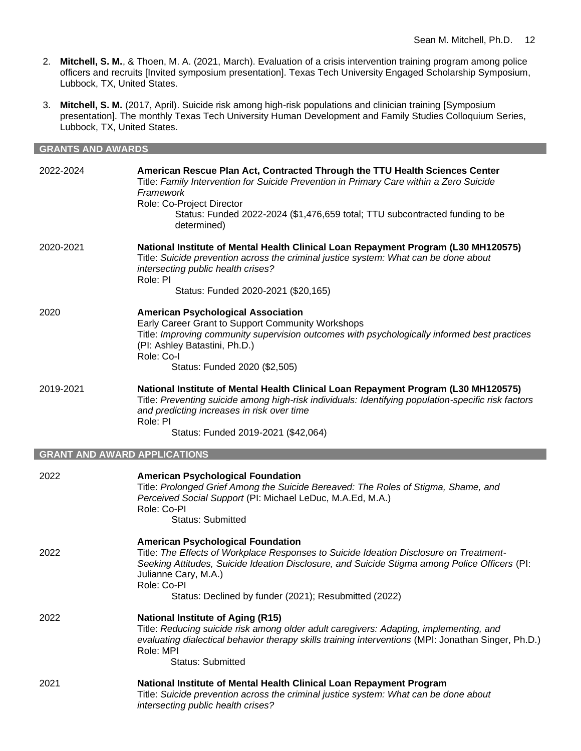2. **Mitchell, S. M.**, & Thoen, M. A. (2021, March). Evaluation of a crisis intervention training program among police officers and recruits [Invited symposium presentation]. Texas Tech University Engaged Scholarship Symposium, Lubbock, TX, United States.

3. **Mitchell, S. M.** (2017, April). Suicide risk among high-risk populations and clinician training [Symposium presentation]. The monthly Texas Tech University Human Development and Family Studies Colloquium Series, Lubbock, TX, United States.

## GRANTS AND AWARDS

2022-2024 **American Rescue Plan Act, Contracted Through the TTU Health Sciences Center**
Title: *Family Intervention for Suicide Prevention in Primary Care within a Zero Suicide Framework*
Role: Co-Project Director
Status: Funded 2022-2024 ($1,476,659 total; TTU subcontracted funding to be determined)

2020-2021 **National Institute of Mental Health Clinical Loan Repayment Program (L30 MH120575)**
Title: *Suicide prevention across the criminal justice system: What can be done about intersecting public health crises?*
Role: PI
Status: Funded 2020-2021 ($20,165)

2020 **American Psychological Association**
Early Career Grant to Support Community Workshops
Title: *Improving community supervision outcomes with psychologically informed best practices* (PI: Ashley Batastini, Ph.D.)
Role: Co-I
Status: Funded 2020 ($2,505)

2019-2021 **National Institute of Mental Health Clinical Loan Repayment Program (L30 MH120575)**
Title: *Preventing suicide among high-risk individuals: Identifying population-specific risk factors and predicting increases in risk over time*
Role: PI
Status: Funded 2019-2021 ($42,064)

## GRANT AND AWARD APPLICATIONS

2022 **American Psychological Foundation**
Title: *Prolonged Grief Among the Suicide Bereaved: The Roles of Stigma, Shame, and Perceived Social Support* (PI: Michael LeDuc, M.A.Ed, M.A.)
Role: Co-PI
Status: Submitted

2022 **American Psychological Foundation**
Title: *The Effects of Workplace Responses to Suicide Ideation Disclosure on Treatment-Seeking Attitudes, Suicide Ideation Disclosure, and Suicide Stigma among Police Officers* (PI: Julianne Cary, M.A.)
Role: Co-PI
Status: Declined by funder (2021); Resubmitted (2022)

2022 **National Institute of Aging (R15)**
Title: *Reducing suicide risk among older adult caregivers: Adapting, implementing, and evaluating dialectical behavior therapy skills training interventions* (MPI: Jonathan Singer, Ph.D.)
Role: MPI
Status: Submitted

2021 **National Institute of Mental Health Clinical Loan Repayment Program**
Title: *Suicide prevention across the criminal justice system: What can be done about intersecting public health crises?*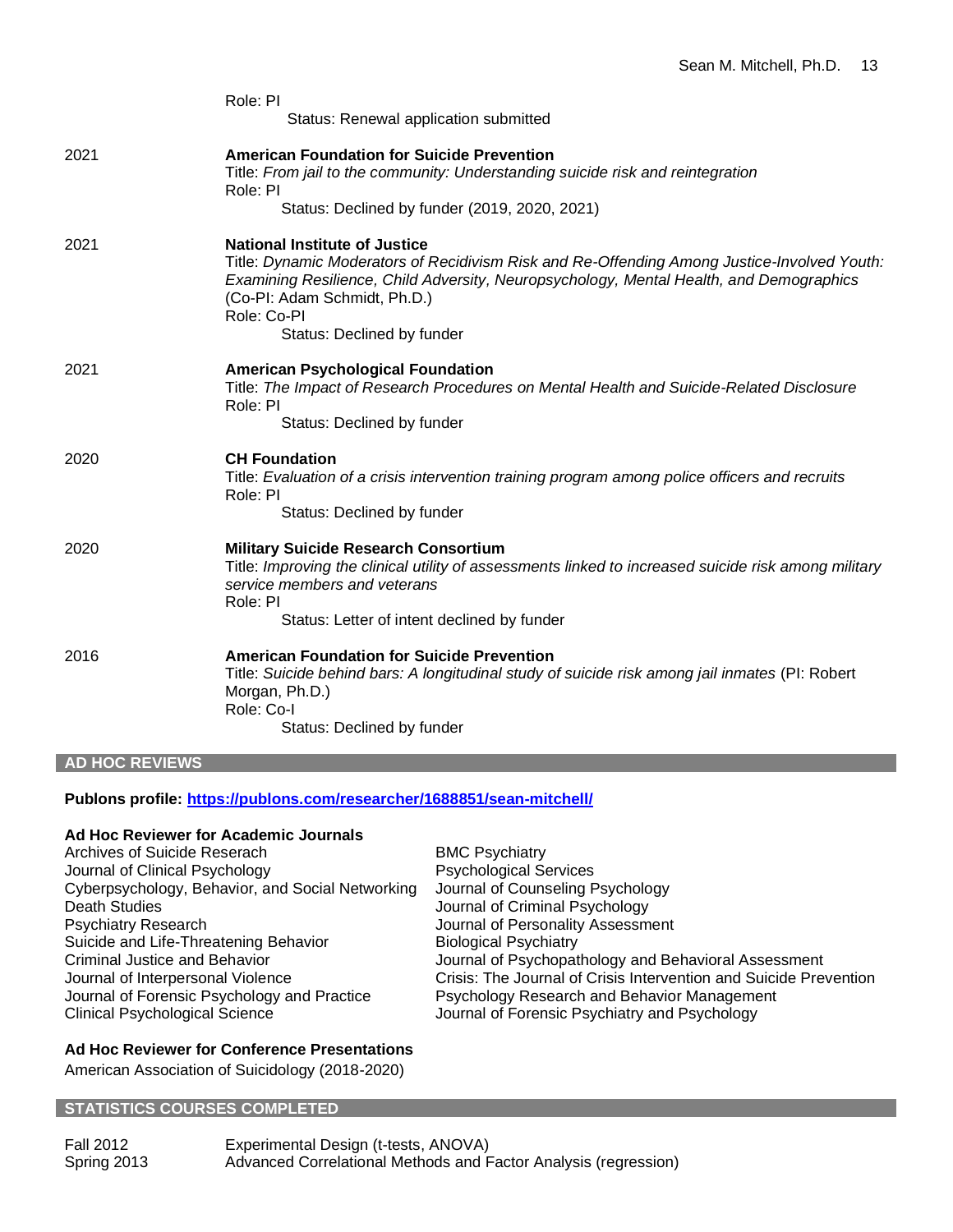Role: PI
Status: Renewal application submitted

2021 **American Foundation for Suicide Prevention**
Title: *From jail to the community: Understanding suicide risk and reintegration*
Role: PI
Status: Declined by funder (2019, 2020, 2021)

2021 **National Institute of Justice**
Title: *Dynamic Moderators of Recidivism Risk and Re-Offending Among Justice-Involved Youth: Examining Resilience, Child Adversity, Neuropsychology, Mental Health, and Demographics* (Co-PI: Adam Schmidt, Ph.D.)
Role: Co-PI
Status: Declined by funder

2021 **American Psychological Foundation**
Title: *The Impact of Research Procedures on Mental Health and Suicide-Related Disclosure*
Role: PI
Status: Declined by funder

2020 **CH Foundation**
Title: *Evaluation of a crisis intervention training program among police officers and recruits*
Role: PI
Status: Declined by funder

2020 **Military Suicide Research Consortium**
Title: *Improving the clinical utility of assessments linked to increased suicide risk among military service members and veterans*
Role: PI
Status: Letter of intent declined by funder

2016 **American Foundation for Suicide Prevention**
Title: *Suicide behind bars: A longitudinal study of suicide risk among jail inmates* (PI: Robert Morgan, Ph.D.)
Role: Co-I
Status: Declined by funder

## AD HOC REVIEWS

**Publons profile: https://publons.com/researcher/1688851/sean-mitchell/**

### Ad Hoc Reviewer for Academic Journals

Archives of Suicide Reserach
Journal of Clinical Psychology
Cyberpsychology, Behavior, and Social Networking
Death Studies
Psychiatry Research
Suicide and Life-Threatening Behavior
Criminal Justice and Behavior
Journal of Interpersonal Violence
Journal of Forensic Psychology and Practice
Clinical Psychological Science
BMC Psychiatry
Psychological Services
Journal of Counseling Psychology
Journal of Criminal Psychology
Journal of Personality Assessment
Biological Psychiatry
Journal of Psychopathology and Behavioral Assessment
Crisis: The Journal of Crisis Intervention and Suicide Prevention
Psychology Research and Behavior Management
Journal of Forensic Psychiatry and Psychology

### Ad Hoc Reviewer for Conference Presentations

American Association of Suicidology (2018-2020)

## STATISTICS COURSES COMPLETED

Fall 2012 Experimental Design (t-tests, ANOVA)
Spring 2013 Advanced Correlational Methods and Factor Analysis (regression)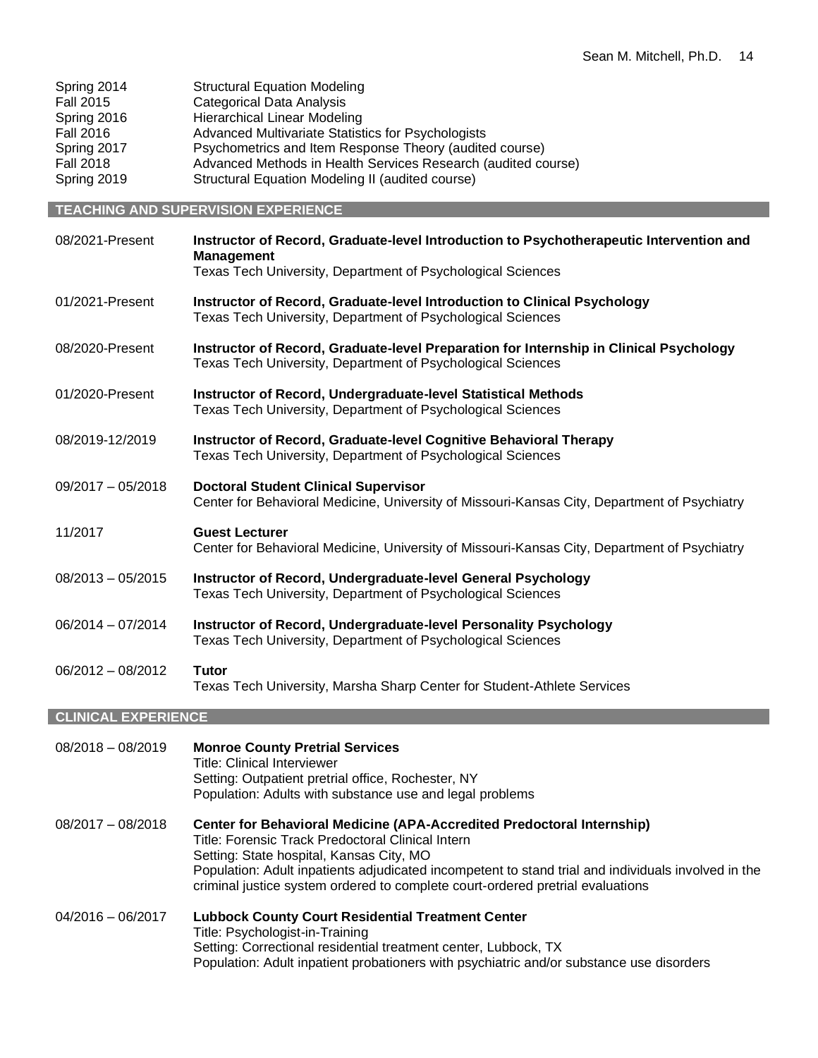Spring 2014 Structural Equation Modeling
Fall 2015 Categorical Data Analysis
Spring 2016 Hierarchical Linear Modeling
Fall 2016 Advanced Multivariate Statistics for Psychologists
Spring 2017 Psychometrics and Item Response Theory (audited course)
Fall 2018 Advanced Methods in Health Services Research (audited course)
Spring 2019 Structural Equation Modeling II (audited course)

## TEACHING AND SUPERVISION EXPERIENCE

08/2021-Present **Instructor of Record, Graduate-level Introduction to Psychotherapeutic Intervention and Management**
Texas Tech University, Department of Psychological Sciences

01/2021-Present **Instructor of Record, Graduate-level Introduction to Clinical Psychology**
Texas Tech University, Department of Psychological Sciences

08/2020-Present **Instructor of Record, Graduate-level Preparation for Internship in Clinical Psychology**
Texas Tech University, Department of Psychological Sciences

01/2020-Present **Instructor of Record, Undergraduate-level Statistical Methods**
Texas Tech University, Department of Psychological Sciences

08/2019-12/2019 **Instructor of Record, Graduate-level Cognitive Behavioral Therapy**
Texas Tech University, Department of Psychological Sciences

09/2017 – 05/2018 **Doctoral Student Clinical Supervisor**
Center for Behavioral Medicine, University of Missouri-Kansas City, Department of Psychiatry

11/2017 **Guest Lecturer**
Center for Behavioral Medicine, University of Missouri-Kansas City, Department of Psychiatry

08/2013 – 05/2015 **Instructor of Record, Undergraduate-level General Psychology**
Texas Tech University, Department of Psychological Sciences

06/2014 – 07/2014 **Instructor of Record, Undergraduate-level Personality Psychology**
Texas Tech University, Department of Psychological Sciences

06/2012 – 08/2012 **Tutor**
Texas Tech University, Marsha Sharp Center for Student-Athlete Services

## CLINICAL EXPERIENCE

08/2018 – 08/2019 **Monroe County Pretrial Services**
Title: Clinical Interviewer
Setting: Outpatient pretrial office, Rochester, NY
Population: Adults with substance use and legal problems

08/2017 – 08/2018 **Center for Behavioral Medicine (APA-Accredited Predoctoral Internship)**
Title: Forensic Track Predoctoral Clinical Intern
Setting: State hospital, Kansas City, MO
Population: Adult inpatients adjudicated incompetent to stand trial and individuals involved in the criminal justice system ordered to complete court-ordered pretrial evaluations

04/2016 – 06/2017 **Lubbock County Court Residential Treatment Center**
Title: Psychologist-in-Training
Setting: Correctional residential treatment center, Lubbock, TX
Population: Adult inpatient probationers with psychiatric and/or substance use disorders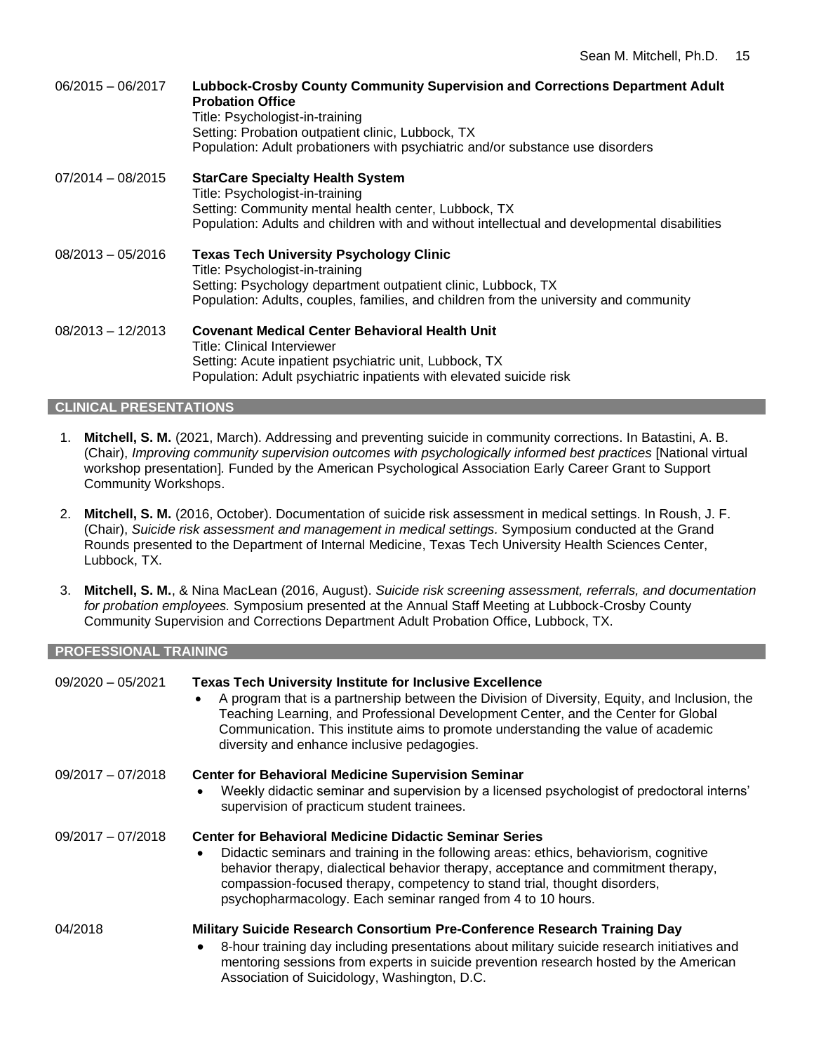06/2015 – 06/2017 **Lubbock-Crosby County Community Supervision and Corrections Department Adult Probation Office**
Title: Psychologist-in-training
Setting: Probation outpatient clinic, Lubbock, TX
Population: Adult probationers with psychiatric and/or substance use disorders

07/2014 – 08/2015 **StarCare Specialty Health System**
Title: Psychologist-in-training
Setting: Community mental health center, Lubbock, TX
Population: Adults and children with and without intellectual and developmental disabilities

08/2013 – 05/2016 **Texas Tech University Psychology Clinic**
Title: Psychologist-in-training
Setting: Psychology department outpatient clinic, Lubbock, TX
Population: Adults, couples, families, and children from the university and community

08/2013 – 12/2013 **Covenant Medical Center Behavioral Health Unit**
Title: Clinical Interviewer
Setting: Acute inpatient psychiatric unit, Lubbock, TX
Population: Adult psychiatric inpatients with elevated suicide risk

## CLINICAL PRESENTATIONS

1. **Mitchell, S. M.** (2021, March). Addressing and preventing suicide in community corrections. In Batastini, A. B. (Chair), *Improving community supervision outcomes with psychologically informed best practices* [National virtual workshop presentation]. Funded by the American Psychological Association Early Career Grant to Support Community Workshops.

2. **Mitchell, S. M.** (2016, October). Documentation of suicide risk assessment in medical settings. In Roush, J. F. (Chair), *Suicide risk assessment and management in medical settings.* Symposium conducted at the Grand Rounds presented to the Department of Internal Medicine, Texas Tech University Health Sciences Center, Lubbock, TX.

3. **Mitchell, S. M.**, & Nina MacLean (2016, August). *Suicide risk screening assessment, referrals, and documentation for probation employees.* Symposium presented at the Annual Staff Meeting at Lubbock-Crosby County Community Supervision and Corrections Department Adult Probation Office, Lubbock, TX.

## PROFESSIONAL TRAINING

09/2020 – 05/2021 **Texas Tech University Institute for Inclusive Excellence**

- A program that is a partnership between the Division of Diversity, Equity, and Inclusion, the Teaching Learning, and Professional Development Center, and the Center for Global Communication. This institute aims to promote understanding the value of academic diversity and enhance inclusive pedagogies.

09/2017 – 07/2018 **Center for Behavioral Medicine Supervision Seminar**

- Weekly didactic seminar and supervision by a licensed psychologist of predoctoral interns' supervision of practicum student trainees.

09/2017 – 07/2018 **Center for Behavioral Medicine Didactic Seminar Series**

- Didactic seminars and training in the following areas: ethics, behaviorism, cognitive behavior therapy, dialectical behavior therapy, acceptance and commitment therapy, compassion-focused therapy, competency to stand trial, thought disorders, psychopharmacology. Each seminar ranged from 4 to 10 hours.

04/2018 **Military Suicide Research Consortium Pre-Conference Research Training Day**

- 8-hour training day including presentations about military suicide research initiatives and mentoring sessions from experts in suicide prevention research hosted by the American Association of Suicidology, Washington, D.C.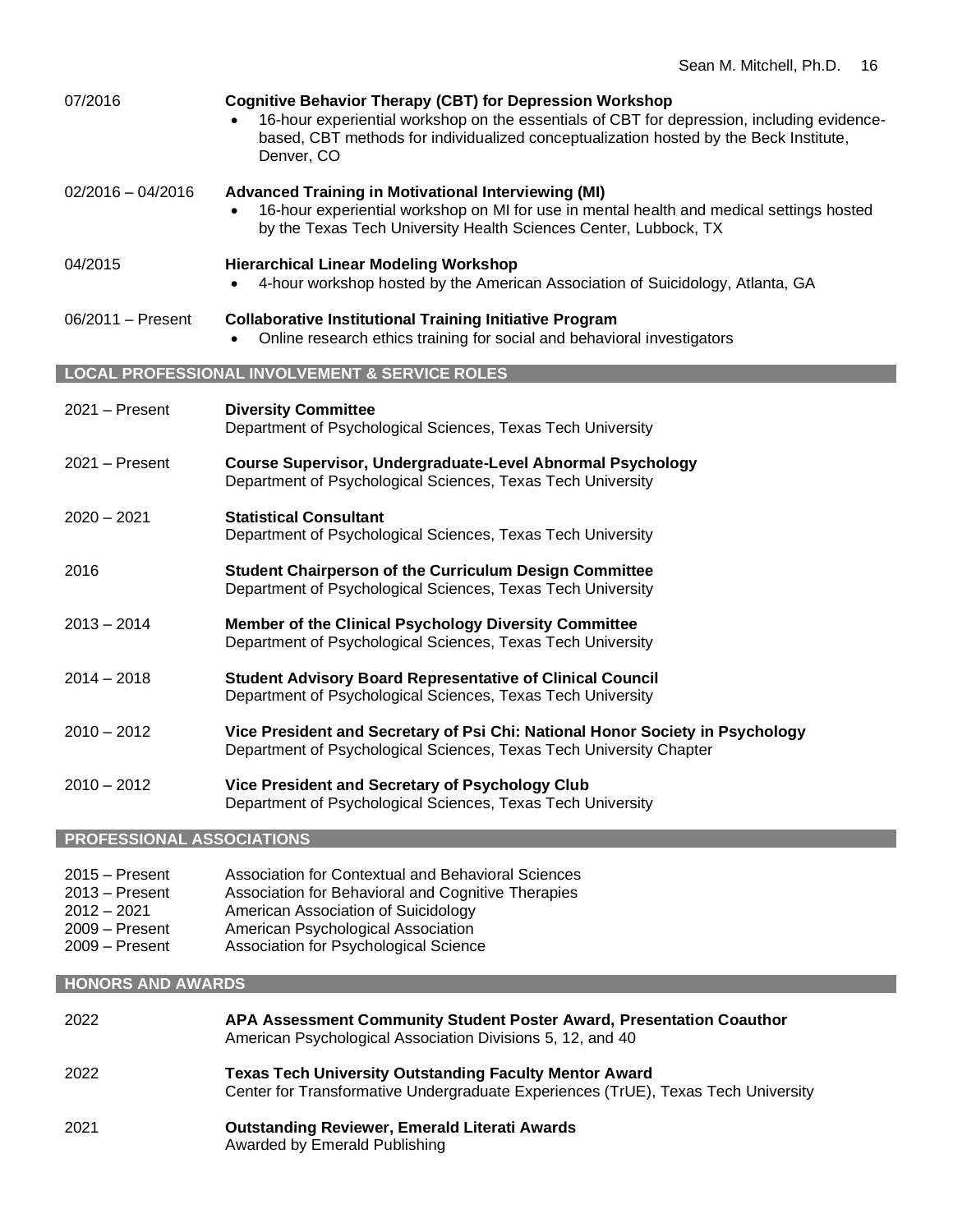07/2016 **Cognitive Behavior Therapy (CBT) for Depression Workshop**

- 16-hour experiential workshop on the essentials of CBT for depression, including evidence-based, CBT methods for individualized conceptualization hosted by the Beck Institute, Denver, CO

02/2016 – 04/2016 **Advanced Training in Motivational Interviewing (MI)**

- 16-hour experiential workshop on MI for use in mental health and medical settings hosted by the Texas Tech University Health Sciences Center, Lubbock, TX

04/2015 **Hierarchical Linear Modeling Workshop**

- 4-hour workshop hosted by the American Association of Suicidology, Atlanta, GA

06/2011 – Present **Collaborative Institutional Training Initiative Program**

- Online research ethics training for social and behavioral investigators

## LOCAL PROFESSIONAL INVOLVEMENT & SERVICE ROLES

2021 – Present **Diversity Committee**
Department of Psychological Sciences, Texas Tech University

2021 – Present **Course Supervisor, Undergraduate-Level Abnormal Psychology**
Department of Psychological Sciences, Texas Tech University

2020 – 2021 **Statistical Consultant**
Department of Psychological Sciences, Texas Tech University

2016 **Student Chairperson of the Curriculum Design Committee**
Department of Psychological Sciences, Texas Tech University

2013 – 2014 **Member of the Clinical Psychology Diversity Committee**
Department of Psychological Sciences, Texas Tech University

2014 – 2018 **Student Advisory Board Representative of Clinical Council**
Department of Psychological Sciences, Texas Tech University

2010 – 2012 **Vice President and Secretary of Psi Chi: National Honor Society in Psychology**
Department of Psychological Sciences, Texas Tech University Chapter

2010 – 2012 **Vice President and Secretary of Psychology Club**
Department of Psychological Sciences, Texas Tech University

## PROFESSIONAL ASSOCIATIONS

2015 – Present Association for Contextual and Behavioral Sciences
2013 – Present Association for Behavioral and Cognitive Therapies
2012 – 2021 American Association of Suicidology
2009 – Present American Psychological Association
2009 – Present Association for Psychological Science

## HONORS AND AWARDS

2022 **APA Assessment Community Student Poster Award, Presentation Coauthor**
American Psychological Association Divisions 5, 12, and 40

2022 **Texas Tech University Outstanding Faculty Mentor Award**
Center for Transformative Undergraduate Experiences (TrUE), Texas Tech University

2021 **Outstanding Reviewer, Emerald Literati Awards**
Awarded by Emerald Publishing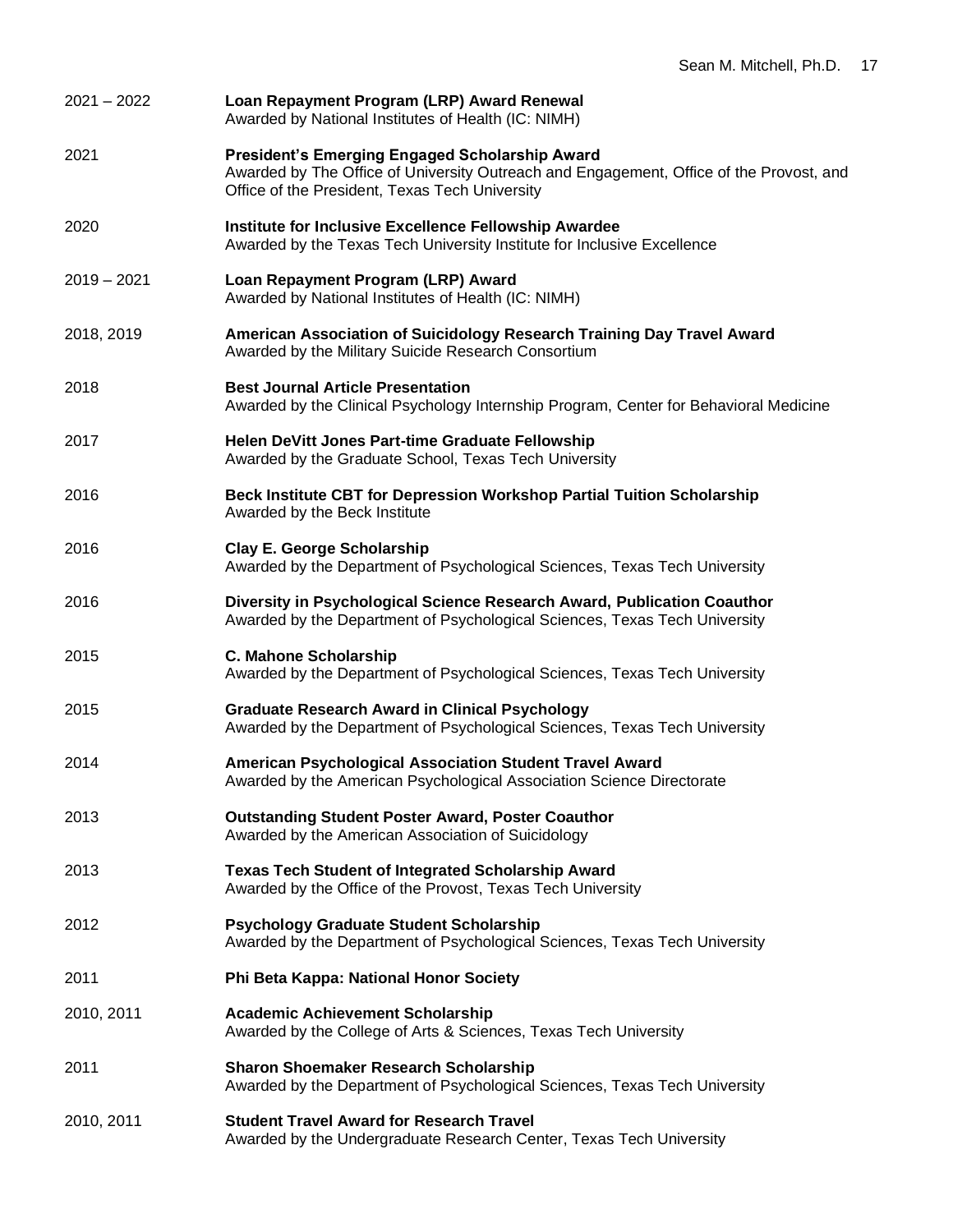2021 – 2022 **Loan Repayment Program (LRP) Award Renewal**
Awarded by National Institutes of Health (IC: NIMH)

2021 **President's Emerging Engaged Scholarship Award**
Awarded by The Office of University Outreach and Engagement, Office of the Provost, and Office of the President, Texas Tech University

2020 **Institute for Inclusive Excellence Fellowship Awardee**
Awarded by the Texas Tech University Institute for Inclusive Excellence

2019 – 2021 **Loan Repayment Program (LRP) Award**
Awarded by National Institutes of Health (IC: NIMH)

2018, 2019 **American Association of Suicidology Research Training Day Travel Award**
Awarded by the Military Suicide Research Consortium

2018 **Best Journal Article Presentation**
Awarded by the Clinical Psychology Internship Program, Center for Behavioral Medicine

2017 **Helen DeVitt Jones Part-time Graduate Fellowship**
Awarded by the Graduate School, Texas Tech University

2016 **Beck Institute CBT for Depression Workshop Partial Tuition Scholarship**
Awarded by the Beck Institute

2016 **Clay E. George Scholarship**
Awarded by the Department of Psychological Sciences, Texas Tech University

2016 **Diversity in Psychological Science Research Award, Publication Coauthor**
Awarded by the Department of Psychological Sciences, Texas Tech University

2015 **C. Mahone Scholarship**
Awarded by the Department of Psychological Sciences, Texas Tech University

2015 **Graduate Research Award in Clinical Psychology**
Awarded by the Department of Psychological Sciences, Texas Tech University

2014 **American Psychological Association Student Travel Award**
Awarded by the American Psychological Association Science Directorate

2013 **Outstanding Student Poster Award, Poster Coauthor**
Awarded by the American Association of Suicidology

2013 **Texas Tech Student of Integrated Scholarship Award**
Awarded by the Office of the Provost, Texas Tech University

2012 **Psychology Graduate Student Scholarship**
Awarded by the Department of Psychological Sciences, Texas Tech University

2011 **Phi Beta Kappa: National Honor Society**

2010, 2011 **Academic Achievement Scholarship**
Awarded by the College of Arts & Sciences, Texas Tech University

2011 **Sharon Shoemaker Research Scholarship**
Awarded by the Department of Psychological Sciences, Texas Tech University

2010, 2011 **Student Travel Award for Research Travel**
Awarded by the Undergraduate Research Center, Texas Tech University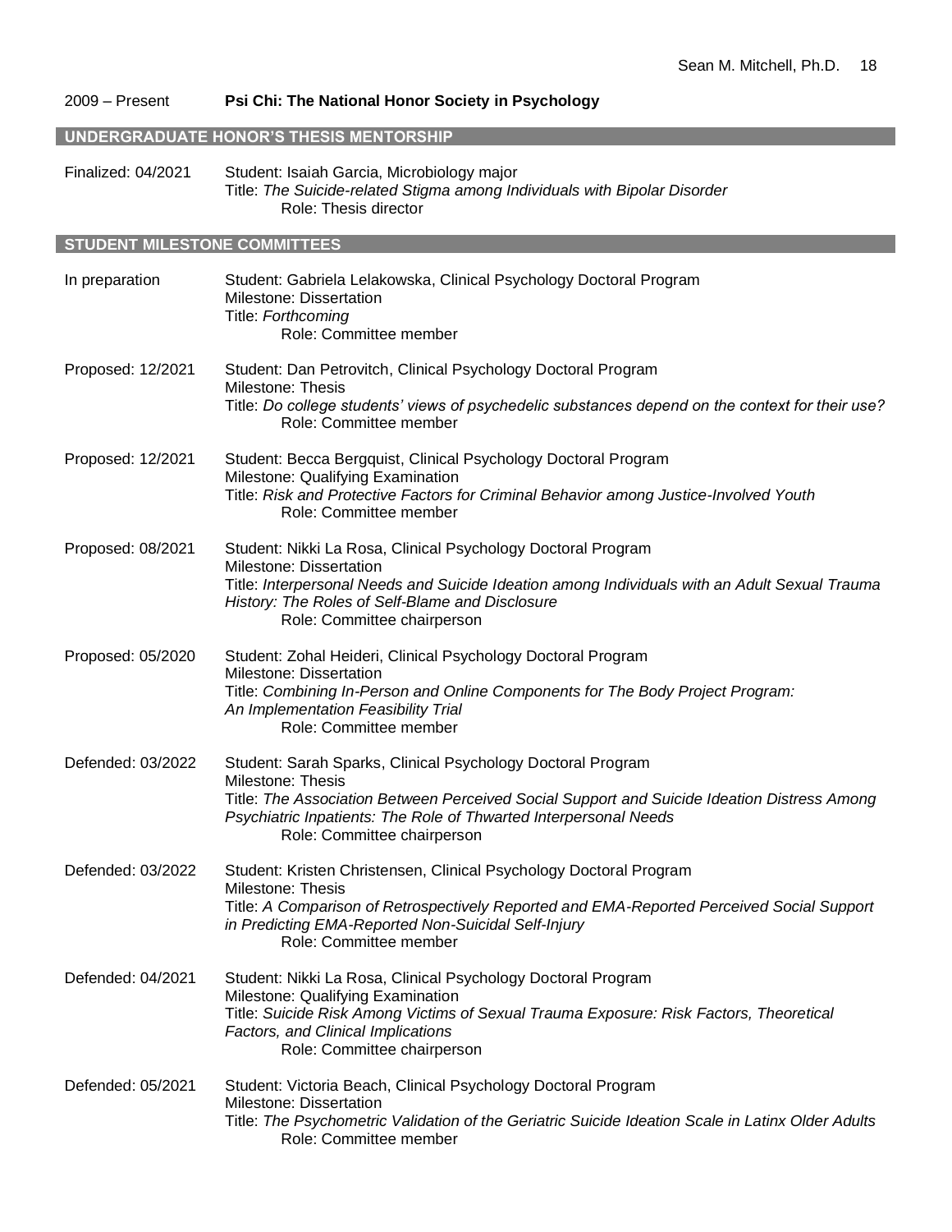2009 – Present **Psi Chi: The National Honor Society in Psychology**

## UNDERGRADUATE HONOR'S THESIS MENTORSHIP

Finalized: 04/2021 Student: Isaiah Garcia, Microbiology major
Title: *The Suicide-related Stigma among Individuals with Bipolar Disorder*
Role: Thesis director

## STUDENT MILESTONE COMMITTEES

In preparation Student: Gabriela Lelakowska, Clinical Psychology Doctoral Program
Milestone: Dissertation
Title: *Forthcoming*
Role: Committee member

Proposed: 12/2021 Student: Dan Petrovitch, Clinical Psychology Doctoral Program
Milestone: Thesis
Title: *Do college students' views of psychedelic substances depend on the context for their use?*
Role: Committee member

Proposed: 12/2021 Student: Becca Bergquist, Clinical Psychology Doctoral Program
Milestone: Qualifying Examination
Title: *Risk and Protective Factors for Criminal Behavior among Justice-Involved Youth*
Role: Committee member

Proposed: 08/2021 Student: Nikki La Rosa, Clinical Psychology Doctoral Program
Milestone: Dissertation
Title: *Interpersonal Needs and Suicide Ideation among Individuals with an Adult Sexual Trauma History: The Roles of Self-Blame and Disclosure*
Role: Committee chairperson

Proposed: 05/2020 Student: Zohal Heideri, Clinical Psychology Doctoral Program
Milestone: Dissertation
Title: *Combining In-Person and Online Components for The Body Project Program: An Implementation Feasibility Trial*
Role: Committee member

Defended: 03/2022 Student: Sarah Sparks, Clinical Psychology Doctoral Program
Milestone: Thesis
Title: *The Association Between Perceived Social Support and Suicide Ideation Distress Among Psychiatric Inpatients: The Role of Thwarted Interpersonal Needs*
Role: Committee chairperson

Defended: 03/2022 Student: Kristen Christensen, Clinical Psychology Doctoral Program
Milestone: Thesis
Title: *A Comparison of Retrospectively Reported and EMA-Reported Perceived Social Support in Predicting EMA-Reported Non-Suicidal Self-Injury*
Role: Committee member

Defended: 04/2021 Student: Nikki La Rosa, Clinical Psychology Doctoral Program
Milestone: Qualifying Examination
Title: *Suicide Risk Among Victims of Sexual Trauma Exposure: Risk Factors, Theoretical Factors, and Clinical Implications*
Role: Committee chairperson

Defended: 05/2021 Student: Victoria Beach, Clinical Psychology Doctoral Program
Milestone: Dissertation
Title: *The Psychometric Validation of the Geriatric Suicide Ideation Scale in Latinx Older Adults*
Role: Committee member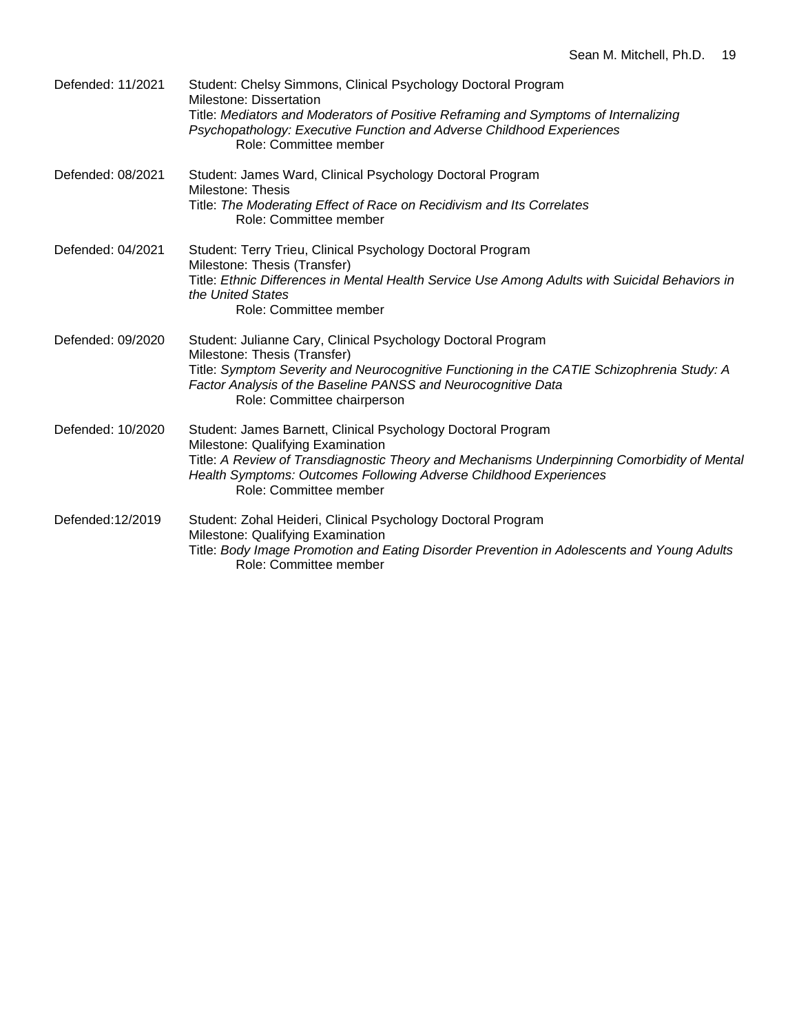Defended: 11/2021 Student: Chelsy Simmons, Clinical Psychology Doctoral Program
Milestone: Dissertation
Title: *Mediators and Moderators of Positive Reframing and Symptoms of Internalizing Psychopathology: Executive Function and Adverse Childhood Experiences*
Role: Committee member

Defended: 08/2021 Student: James Ward, Clinical Psychology Doctoral Program
Milestone: Thesis
Title: *The Moderating Effect of Race on Recidivism and Its Correlates*
Role: Committee member

Defended: 04/2021 Student: Terry Trieu, Clinical Psychology Doctoral Program
Milestone: Thesis (Transfer)
Title: *Ethnic Differences in Mental Health Service Use Among Adults with Suicidal Behaviors in the United States*
Role: Committee member

Defended: 09/2020 Student: Julianne Cary, Clinical Psychology Doctoral Program
Milestone: Thesis (Transfer)
Title: *Symptom Severity and Neurocognitive Functioning in the CATIE Schizophrenia Study: A Factor Analysis of the Baseline PANSS and Neurocognitive Data*
Role: Committee chairperson

Defended: 10/2020 Student: James Barnett, Clinical Psychology Doctoral Program
Milestone: Qualifying Examination
Title: *A Review of Transdiagnostic Theory and Mechanisms Underpinning Comorbidity of Mental Health Symptoms: Outcomes Following Adverse Childhood Experiences*
Role: Committee member

Defended:12/2019 Student: Zohal Heideri, Clinical Psychology Doctoral Program
Milestone: Qualifying Examination
Title: *Body Image Promotion and Eating Disorder Prevention in Adolescents and Young Adults*
Role: Committee member